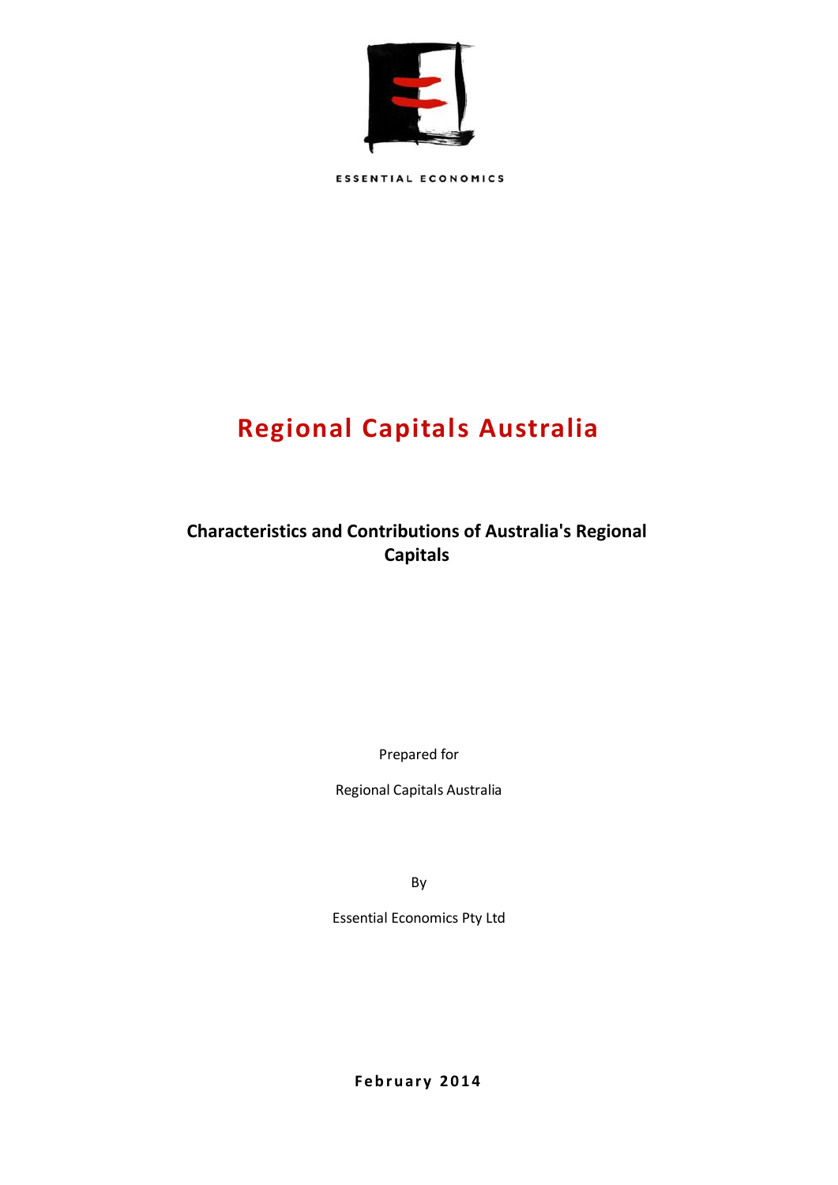ESSENTIAL ECONOMICS

# Regional Capitals Australia

## Characteristics and Contributions of Australia's Regional Capitals

Prepared for

Regional Capitals Australia

By

Essential Economics Pty Ltd

**February 2014**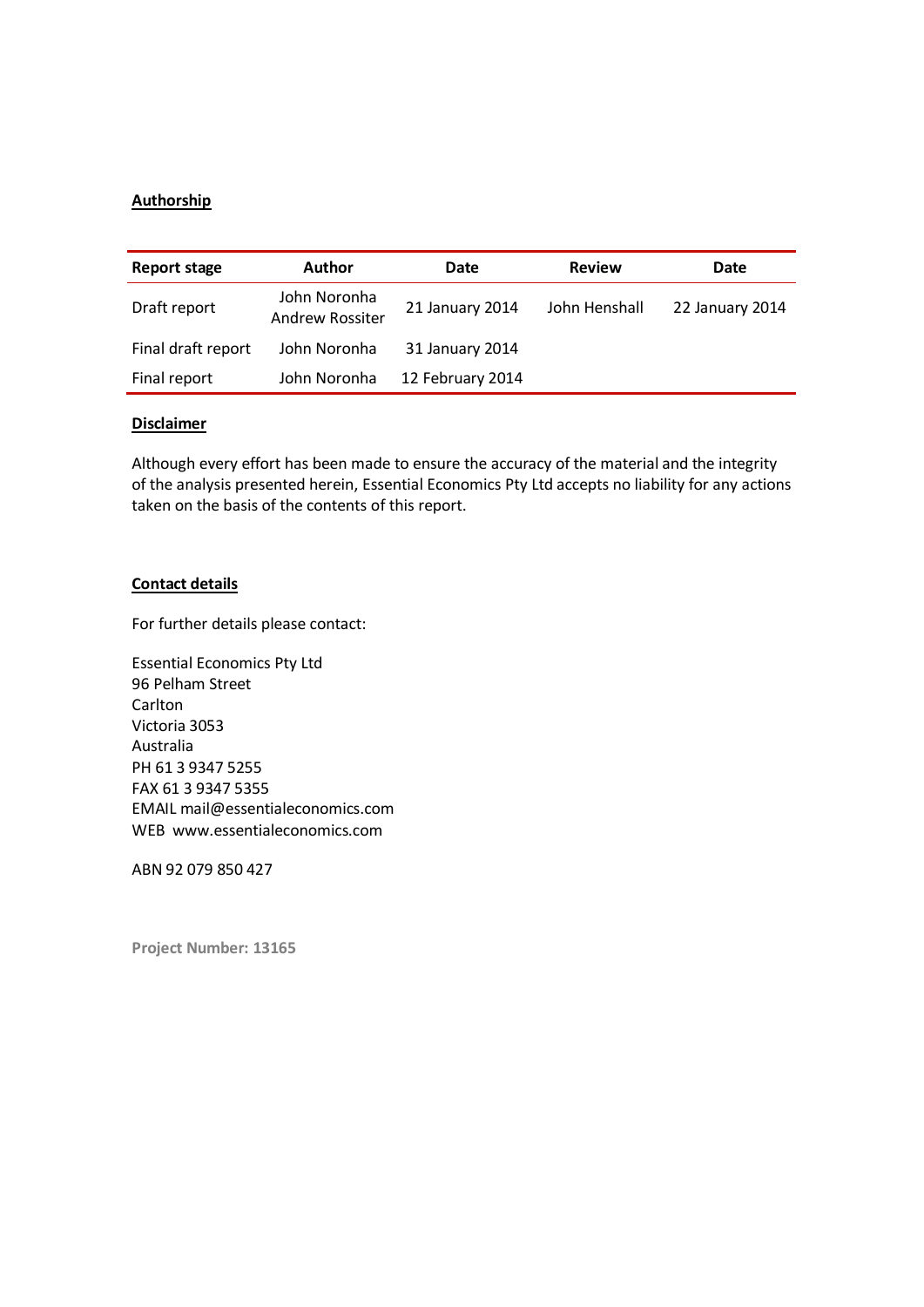**Authorship**

| Report stage | Author | Date | Review | Date |
|---|---|---|---|---|
| Draft report | John Noronha<br>Andrew Rossiter | 21 January 2014 | John Henshall | 22 January 2014 |
| Final draft report | John Noronha | 31 January 2014 | | |
| Final report | John Noronha | 12 February 2014 | | |

**Disclaimer**

Although every effort has been made to ensure the accuracy of the material and the integrity of the analysis presented herein, Essential Economics Pty Ltd accepts no liability for any actions taken on the basis of the contents of this report.

**Contact details**

For further details please contact:

Essential Economics Pty Ltd
96 Pelham Street
Carlton
Victoria 3053
Australia
PH 61 3 9347 5255
FAX 61 3 9347 5355
EMAIL mail@essentialeconomics.com
WEB www.essentialeconomics.com

ABN 92 079 850 427

**Project Number: 13165**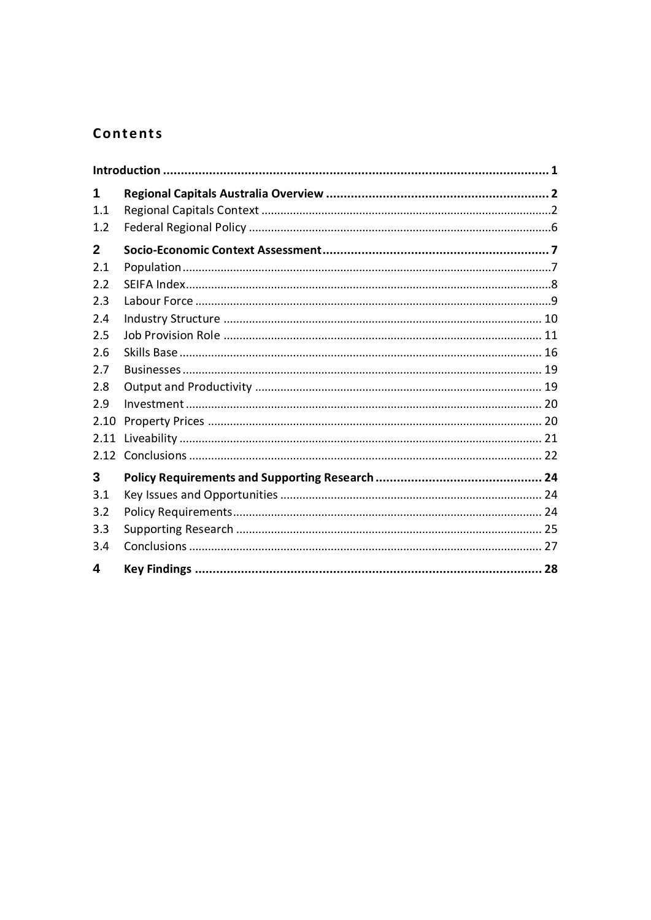## Contents

| | | |
|---|---|---|
| **Introduction** | | **1** |
| **1** | **Regional Capitals Australia Overview** | **2** |
| 1.1 | Regional Capitals Context | 2 |
| 1.2 | Federal Regional Policy | 6 |
| **2** | **Socio-Economic Context Assessment** | **7** |
| 2.1 | Population | 7 |
| 2.2 | SEIFA Index | 8 |
| 2.3 | Labour Force | 9 |
| 2.4 | Industry Structure | 10 |
| 2.5 | Job Provision Role | 11 |
| 2.6 | Skills Base | 16 |
| 2.7 | Businesses | 19 |
| 2.8 | Output and Productivity | 19 |
| 2.9 | Investment | 20 |
| 2.10 | Property Prices | 20 |
| 2.11 | Liveability | 21 |
| 2.12 | Conclusions | 22 |
| **3** | **Policy Requirements and Supporting Research** | **24** |
| 3.1 | Key Issues and Opportunities | 24 |
| 3.2 | Policy Requirements | 24 |
| 3.3 | Supporting Research | 25 |
| 3.4 | Conclusions | 27 |
| **4** | **Key Findings** | **28** |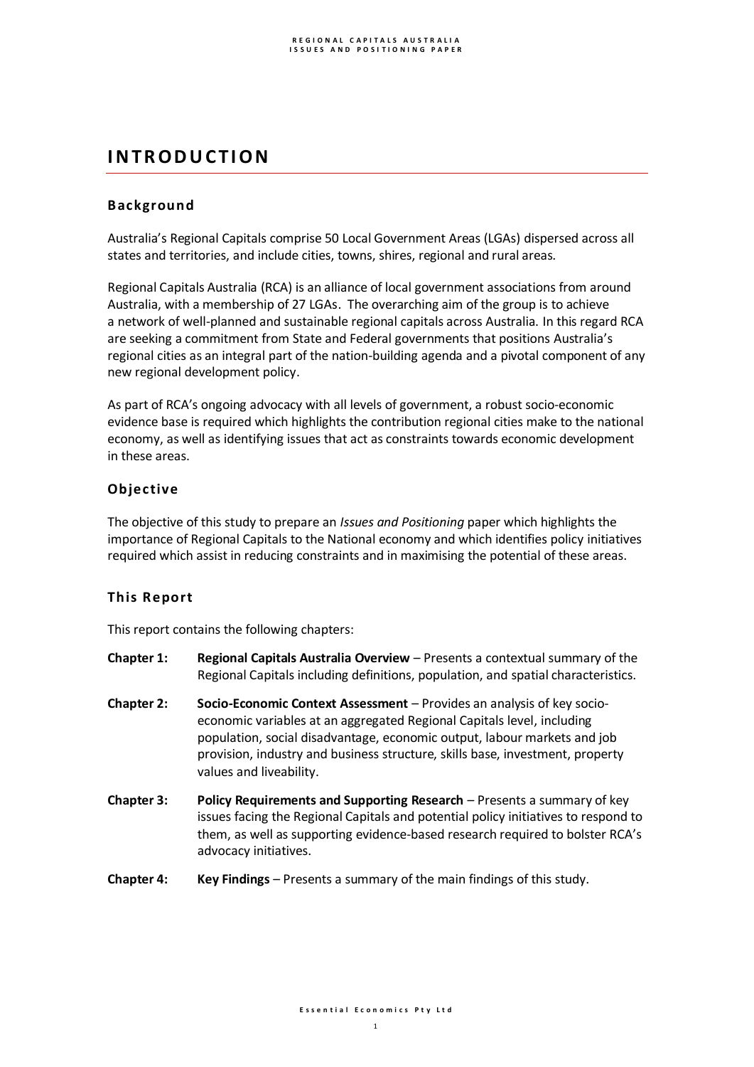# INTRODUCTION

## Background

Australia's Regional Capitals comprise 50 Local Government Areas (LGAs) dispersed across all states and territories, and include cities, towns, shires, regional and rural areas.

Regional Capitals Australia (RCA) is an alliance of local government associations from around Australia, with a membership of 27 LGAs. The overarching aim of the group is to achieve a network of well-planned and sustainable regional capitals across Australia. In this regard RCA are seeking a commitment from State and Federal governments that positions Australia's regional cities as an integral part of the nation-building agenda and a pivotal component of any new regional development policy.

As part of RCA's ongoing advocacy with all levels of government, a robust socio-economic evidence base is required which highlights the contribution regional cities make to the national economy, as well as identifying issues that act as constraints towards economic development in these areas.

## Objective

The objective of this study to prepare an *Issues and Positioning* paper which highlights the importance of Regional Capitals to the National economy and which identifies policy initiatives required which assist in reducing constraints and in maximising the potential of these areas.

## This Report

This report contains the following chapters:

**Chapter 1:** **Regional Capitals Australia Overview** – Presents a contextual summary of the Regional Capitals including definitions, population, and spatial characteristics.

**Chapter 2:** **Socio-Economic Context Assessment** – Provides an analysis of key socio-economic variables at an aggregated Regional Capitals level, including population, social disadvantage, economic output, labour markets and job provision, industry and business structure, skills base, investment, property values and liveability.

**Chapter 3:** **Policy Requirements and Supporting Research** – Presents a summary of key issues facing the Regional Capitals and potential policy initiatives to respond to them, as well as supporting evidence-based research required to bolster RCA's advocacy initiatives.

**Chapter 4:** **Key Findings** – Presents a summary of the main findings of this study.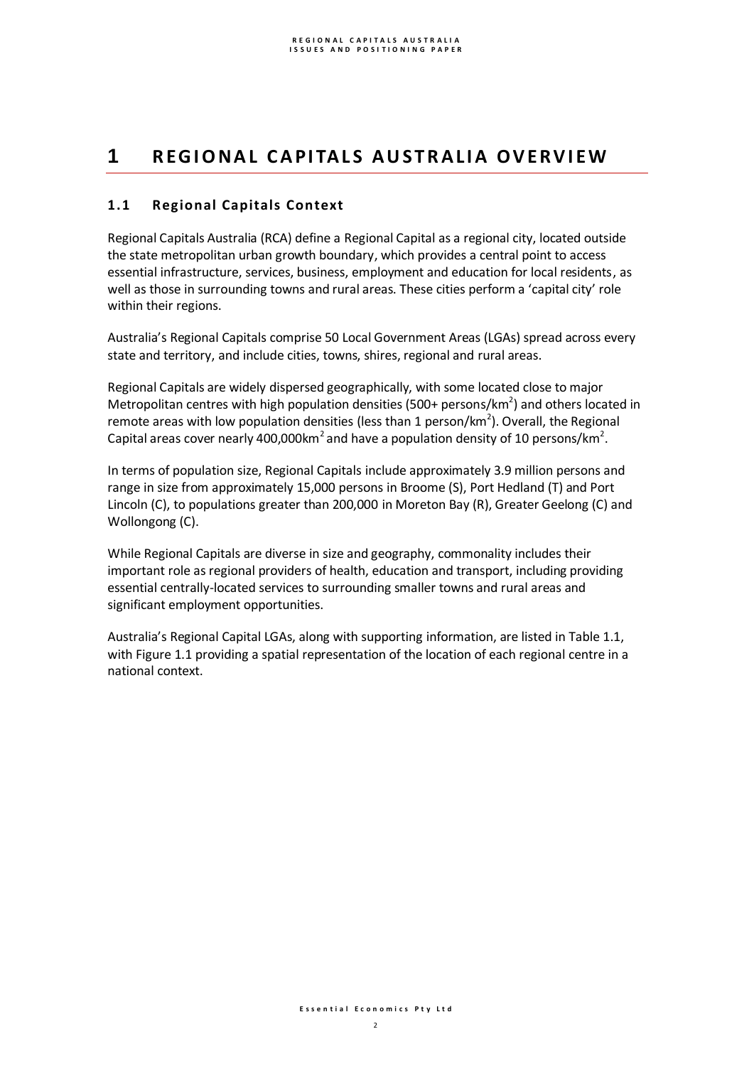# 1 REGIONAL CAPITALS AUSTRALIA OVERVIEW

## 1.1 Regional Capitals Context

Regional Capitals Australia (RCA) define a Regional Capital as a regional city, located outside the state metropolitan urban growth boundary, which provides a central point to access essential infrastructure, services, business, employment and education for local residents, as well as those in surrounding towns and rural areas. These cities perform a 'capital city' role within their regions.

Australia's Regional Capitals comprise 50 Local Government Areas (LGAs) spread across every state and territory, and include cities, towns, shires, regional and rural areas.

Regional Capitals are widely dispersed geographically, with some located close to major Metropolitan centres with high population densities (500+ persons/$km^2$) and others located in remote areas with low population densities (less than 1 person/$km^2$). Overall, the Regional Capital areas cover nearly 400,000$km^2$ and have a population density of 10 persons/$km^2$.

In terms of population size, Regional Capitals include approximately 3.9 million persons and range in size from approximately 15,000 persons in Broome (S), Port Hedland (T) and Port Lincoln (C), to populations greater than 200,000 in Moreton Bay (R), Greater Geelong (C) and Wollongong (C).

While Regional Capitals are diverse in size and geography, commonality includes their important role as regional providers of health, education and transport, including providing essential centrally-located services to surrounding smaller towns and rural areas and significant employment opportunities.

Australia's Regional Capital LGAs, along with supporting information, are listed in Table 1.1, with Figure 1.1 providing a spatial representation of the location of each regional centre in a national context.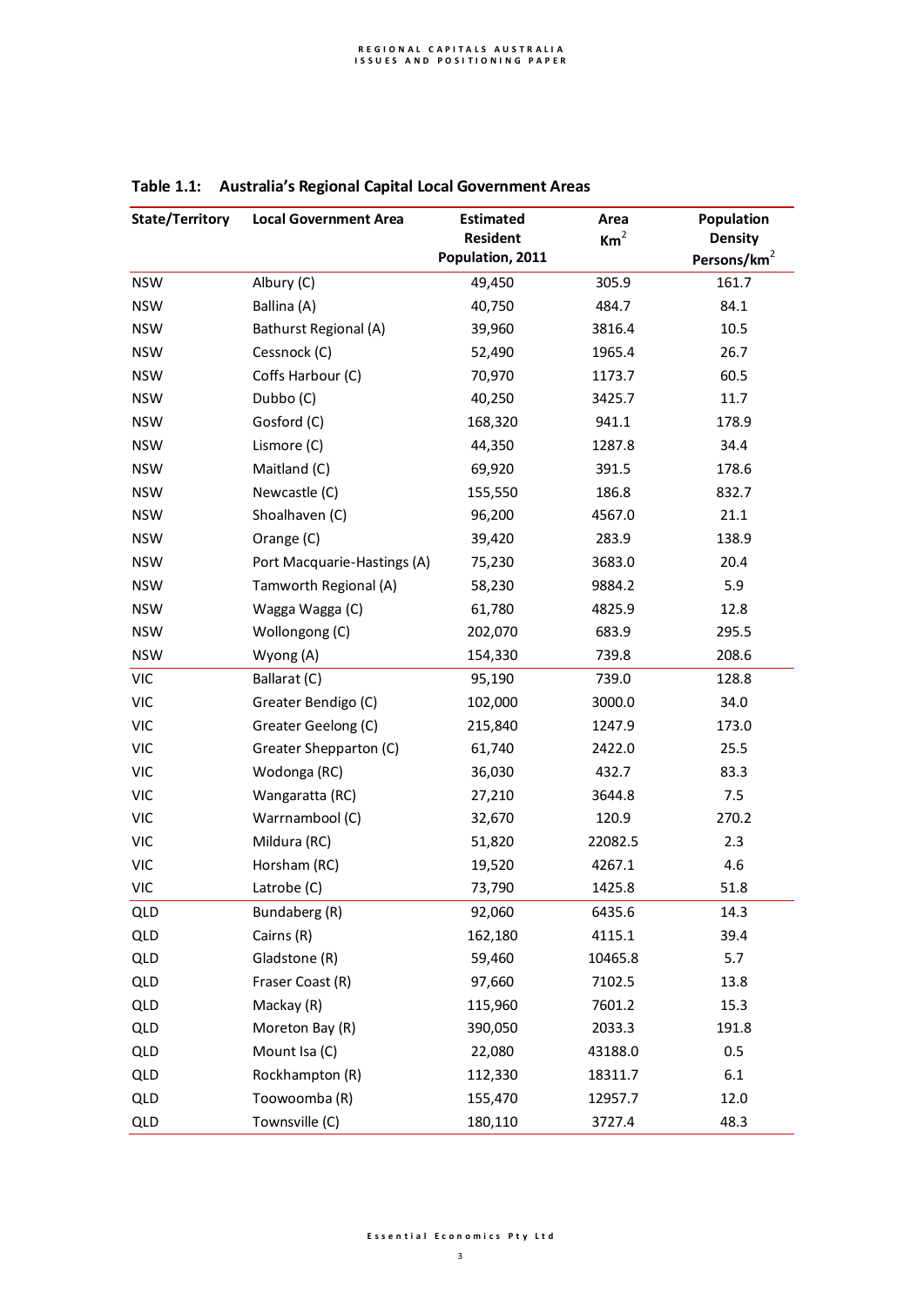**Table 1.1: Australia's Regional Capital Local Government Areas**

| State/Territory | Local Government Area | Estimated Resident Population, 2011 | Area $Km^2$ | Population Density Persons/$km^2$ |
|---|---|---|---|---|
| NSW | Albury (C) | 49,450 | 305.9 | 161.7 |
| NSW | Ballina (A) | 40,750 | 484.7 | 84.1 |
| NSW | Bathurst Regional (A) | 39,960 | 3816.4 | 10.5 |
| NSW | Cessnock (C) | 52,490 | 1965.4 | 26.7 |
| NSW | Coffs Harbour (C) | 70,970 | 1173.7 | 60.5 |
| NSW | Dubbo (C) | 40,250 | 3425.7 | 11.7 |
| NSW | Gosford (C) | 168,320 | 941.1 | 178.9 |
| NSW | Lismore (C) | 44,350 | 1287.8 | 34.4 |
| NSW | Maitland (C) | 69,920 | 391.5 | 178.6 |
| NSW | Newcastle (C) | 155,550 | 186.8 | 832.7 |
| NSW | Shoalhaven (C) | 96,200 | 4567.0 | 21.1 |
| NSW | Orange (C) | 39,420 | 283.9 | 138.9 |
| NSW | Port Macquarie-Hastings (A) | 75,230 | 3683.0 | 20.4 |
| NSW | Tamworth Regional (A) | 58,230 | 9884.2 | 5.9 |
| NSW | Wagga Wagga (C) | 61,780 | 4825.9 | 12.8 |
| NSW | Wollongong (C) | 202,070 | 683.9 | 295.5 |
| NSW | Wyong (A) | 154,330 | 739.8 | 208.6 |
| VIC | Ballarat (C) | 95,190 | 739.0 | 128.8 |
| VIC | Greater Bendigo (C) | 102,000 | 3000.0 | 34.0 |
| VIC | Greater Geelong (C) | 215,840 | 1247.9 | 173.0 |
| VIC | Greater Shepparton (C) | 61,740 | 2422.0 | 25.5 |
| VIC | Wodonga (RC) | 36,030 | 432.7 | 83.3 |
| VIC | Wangaratta (RC) | 27,210 | 3644.8 | 7.5 |
| VIC | Warrnambool (C) | 32,670 | 120.9 | 270.2 |
| VIC | Mildura (RC) | 51,820 | 22082.5 | 2.3 |
| VIC | Horsham (RC) | 19,520 | 4267.1 | 4.6 |
| VIC | Latrobe (C) | 73,790 | 1425.8 | 51.8 |
| QLD | Bundaberg (R) | 92,060 | 6435.6 | 14.3 |
| QLD | Cairns (R) | 162,180 | 4115.1 | 39.4 |
| QLD | Gladstone (R) | 59,460 | 10465.8 | 5.7 |
| QLD | Fraser Coast (R) | 97,660 | 7102.5 | 13.8 |
| QLD | Mackay (R) | 115,960 | 7601.2 | 15.3 |
| QLD | Moreton Bay (R) | 390,050 | 2033.3 | 191.8 |
| QLD | Mount Isa (C) | 22,080 | 43188.0 | 0.5 |
| QLD | Rockhampton (R) | 112,330 | 18311.7 | 6.1 |
| QLD | Toowoomba (R) | 155,470 | 12957.7 | 12.0 |
| QLD | Townsville (C) | 180,110 | 3727.4 | 48.3 |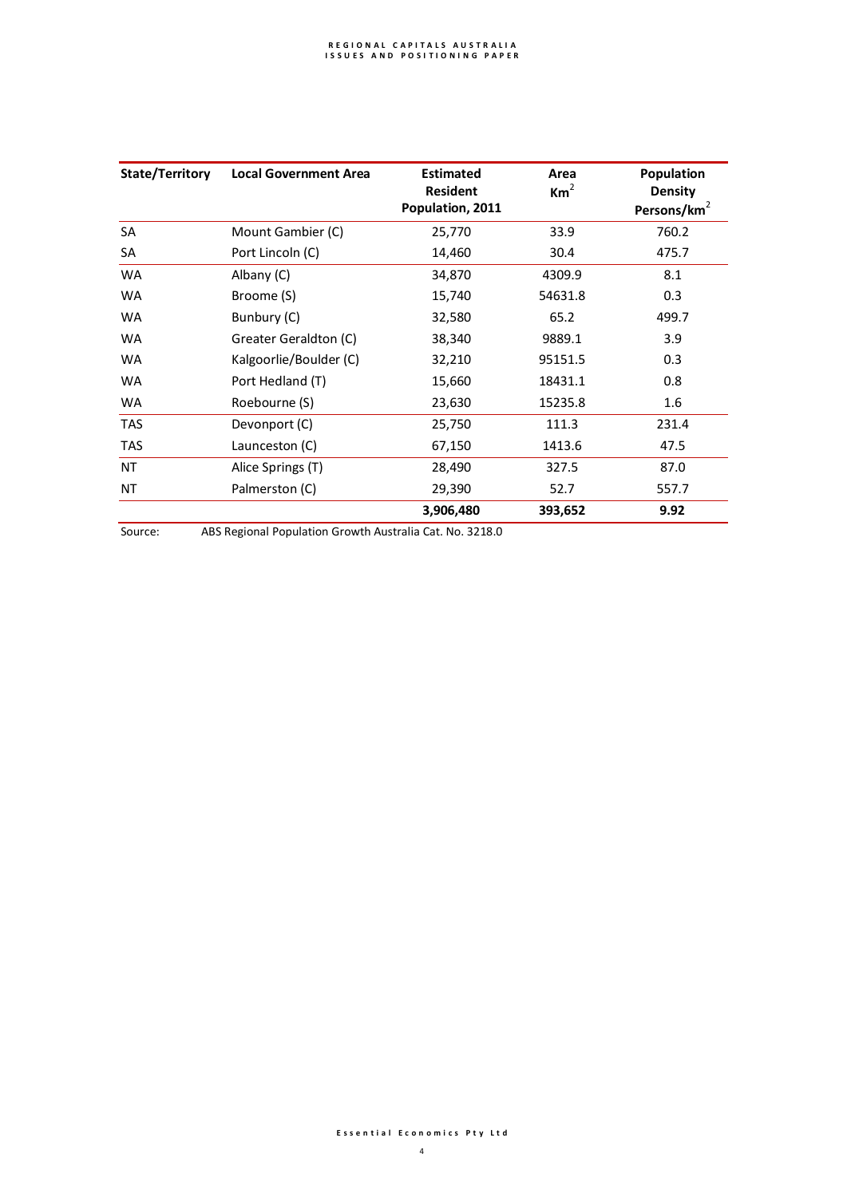| State/Territory | Local Government Area | Estimated Resident Population, 2011 | Area $Km^2$ | Population Density Persons/$km^2$ |
|---|---|---|---|---|
| SA | Mount Gambier (C) | 25,770 | 33.9 | 760.2 |
| SA | Port Lincoln (C) | 14,460 | 30.4 | 475.7 |
| WA | Albany (C) | 34,870 | 4309.9 | 8.1 |
| WA | Broome (S) | 15,740 | 54631.8 | 0.3 |
| WA | Bunbury (C) | 32,580 | 65.2 | 499.7 |
| WA | Greater Geraldton (C) | 38,340 | 9889.1 | 3.9 |
| WA | Kalgoorlie/Boulder (C) | 32,210 | 95151.5 | 0.3 |
| WA | Port Hedland (T) | 15,660 | 18431.1 | 0.8 |
| WA | Roebourne (S) | 23,630 | 15235.8 | 1.6 |
| TAS | Devonport (C) | 25,750 | 111.3 | 231.4 |
| TAS | Launceston (C) | 67,150 | 1413.6 | 47.5 |
| NT | Alice Springs (T) | 28,490 | 327.5 | 87.0 |
| NT | Palmerston (C) | 29,390 | 52.7 | 557.7 |
| | | **3,906,480** | **393,652** | **9.92** |

Source: ABS Regional Population Growth Australia Cat. No. 3218.0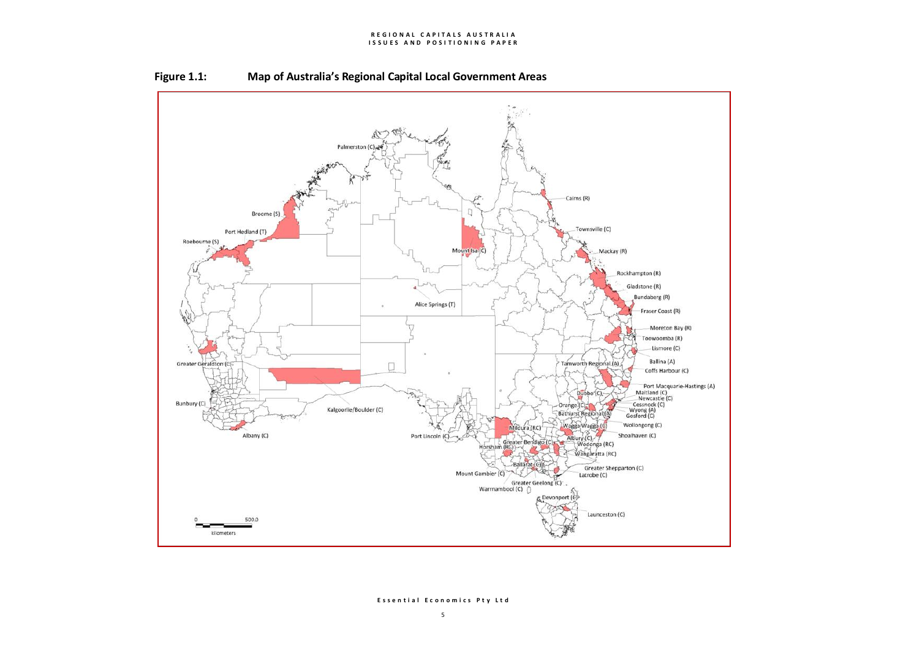**Figure 1.1: Map of Australia's Regional Capital Local Government Areas**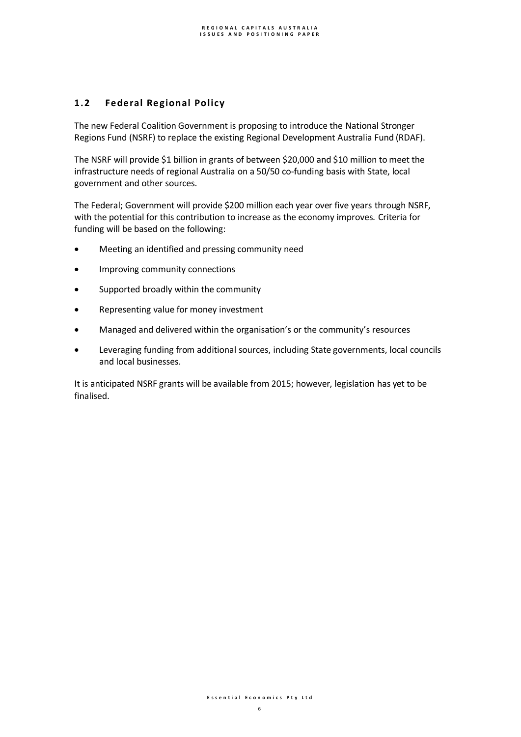## 1.2 Federal Regional Policy

The new Federal Coalition Government is proposing to introduce the National Stronger Regions Fund (NSRF) to replace the existing Regional Development Australia Fund (RDAF).

The NSRF will provide $1 billion in grants of between $20,000 and $10 million to meet the infrastructure needs of regional Australia on a 50/50 co-funding basis with State, local government and other sources.

The Federal; Government will provide $200 million each year over five years through NSRF, with the potential for this contribution to increase as the economy improves. Criteria for funding will be based on the following:

- Meeting an identified and pressing community need
- Improving community connections
- Supported broadly within the community
- Representing value for money investment
- Managed and delivered within the organisation's or the community's resources
- Leveraging funding from additional sources, including State governments, local councils and local businesses.

It is anticipated NSRF grants will be available from 2015; however, legislation has yet to be finalised.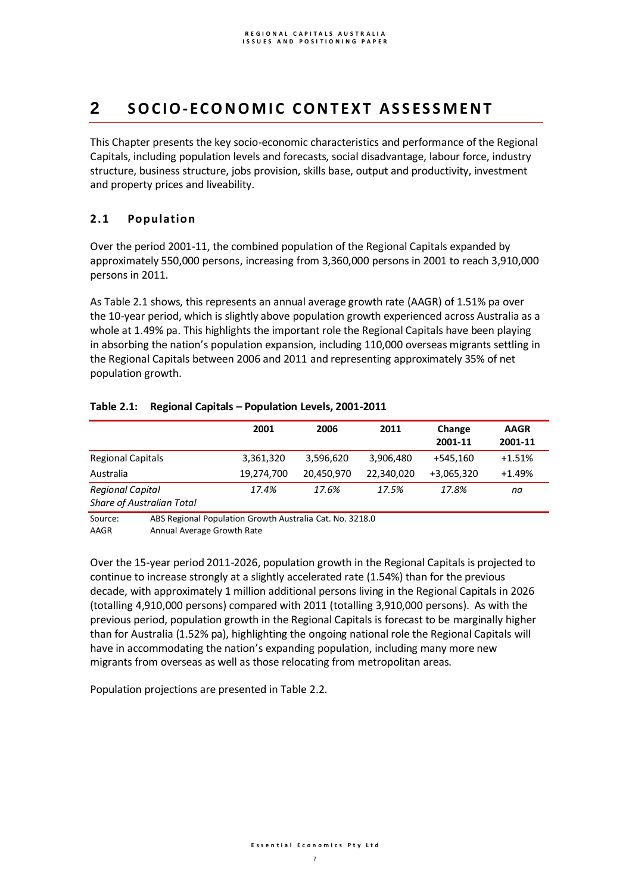# 2 SOCIO-ECONOMIC CONTEXT ASSESSMENT

This Chapter presents the key socio-economic characteristics and performance of the Regional Capitals, including population levels and forecasts, social disadvantage, labour force, industry structure, business structure, jobs provision, skills base, output and productivity, investment and property prices and liveability.

## 2.1 Population

Over the period 2001-11, the combined population of the Regional Capitals expanded by approximately 550,000 persons, increasing from 3,360,000 persons in 2001 to reach 3,910,000 persons in 2011.

As Table 2.1 shows, this represents an annual average growth rate (AAGR) of 1.51% pa over the 10-year period, which is slightly above population growth experienced across Australia as a whole at 1.49% pa. This highlights the important role the Regional Capitals have been playing in absorbing the nation's population expansion, including 110,000 overseas migrants settling in the Regional Capitals between 2006 and 2011 and representing approximately 35% of net population growth.

**Table 2.1: Regional Capitals – Population Levels, 2001-2011**

| | 2001 | 2006 | 2011 | Change 2001-11 | AAGR 2001-11 |
|---|---|---|---|---|---|
| Regional Capitals | 3,361,320 | 3,596,620 | 3,906,480 | +545,160 | +1.51% |
| Australia | 19,274,700 | 20,450,970 | 22,340,020 | +3,065,320 | +1.49% |
| *Regional Capital Share of Australian Total* | *17.4%* | *17.6%* | *17.5%* | *17.8%* | *na* |

Source: ABS Regional Population Growth Australia Cat. No. 3218.0
AAGR Annual Average Growth Rate

Over the 15-year period 2011-2026, population growth in the Regional Capitals is projected to continue to increase strongly at a slightly accelerated rate (1.54%) than for the previous decade, with approximately 1 million additional persons living in the Regional Capitals in 2026 (totalling 4,910,000 persons) compared with 2011 (totalling 3,910,000 persons). As with the previous period, population growth in the Regional Capitals is forecast to be marginally higher than for Australia (1.52% pa), highlighting the ongoing national role the Regional Capitals will have in accommodating the nation's expanding population, including many more new migrants from overseas as well as those relocating from metropolitan areas.

Population projections are presented in Table 2.2.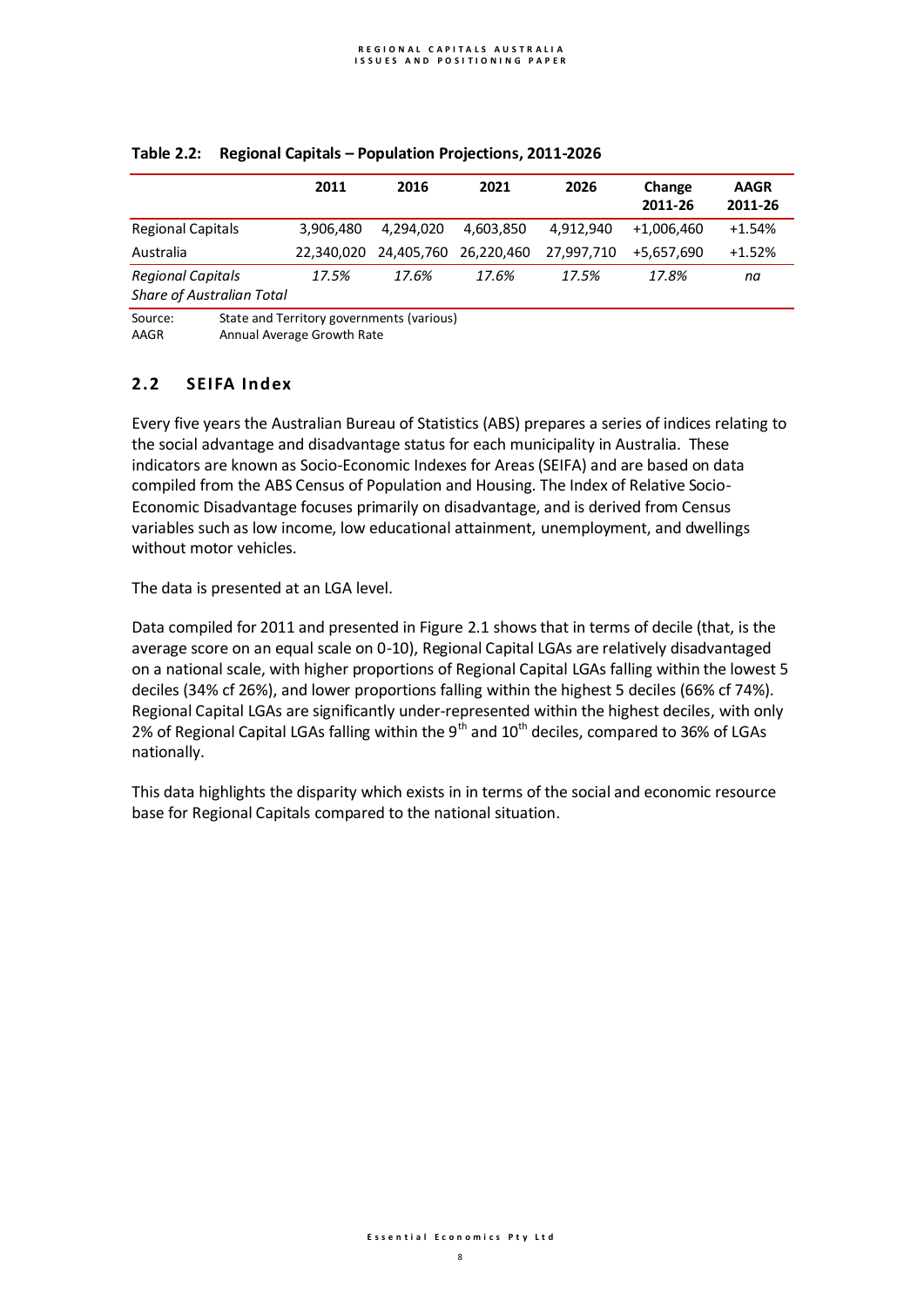**Table 2.2: Regional Capitals – Population Projections, 2011-2026**

| | 2011 | 2016 | 2021 | 2026 | Change 2011-26 | AAGR 2011-26 |
|---|---|---|---|---|---|---|
| Regional Capitals | 3,906,480 | 4,294,020 | 4,603,850 | 4,912,940 | +1,006,460 | +1.54% |
| Australia | 22,340,020 | 24,405,760 | 26,220,460 | 27,997,710 | +5,657,690 | +1.52% |
| *Regional Capitals Share of Australian Total* | *17.5%* | *17.6%* | *17.6%* | *17.5%* | *17.8%* | *na* |

Source: State and Territory governments (various)
AAGR Annual Average Growth Rate

## 2.2 SEIFA Index

Every five years the Australian Bureau of Statistics (ABS) prepares a series of indices relating to the social advantage and disadvantage status for each municipality in Australia. These indicators are known as Socio-Economic Indexes for Areas (SEIFA) and are based on data compiled from the ABS Census of Population and Housing. The Index of Relative Socio-Economic Disadvantage focuses primarily on disadvantage, and is derived from Census variables such as low income, low educational attainment, unemployment, and dwellings without motor vehicles.

The data is presented at an LGA level.

Data compiled for 2011 and presented in Figure 2.1 shows that in terms of decile (that, is the average score on an equal scale on 0-10), Regional Capital LGAs are relatively disadvantaged on a national scale, with higher proportions of Regional Capital LGAs falling within the lowest 5 deciles (34% cf 26%), and lower proportions falling within the highest 5 deciles (66% cf 74%). Regional Capital LGAs are significantly under-represented within the highest deciles, with only 2% of Regional Capital LGAs falling within the 9$^{th}$ and 10$^{th}$ deciles, compared to 36% of LGAs nationally.

This data highlights the disparity which exists in in terms of the social and economic resource base for Regional Capitals compared to the national situation.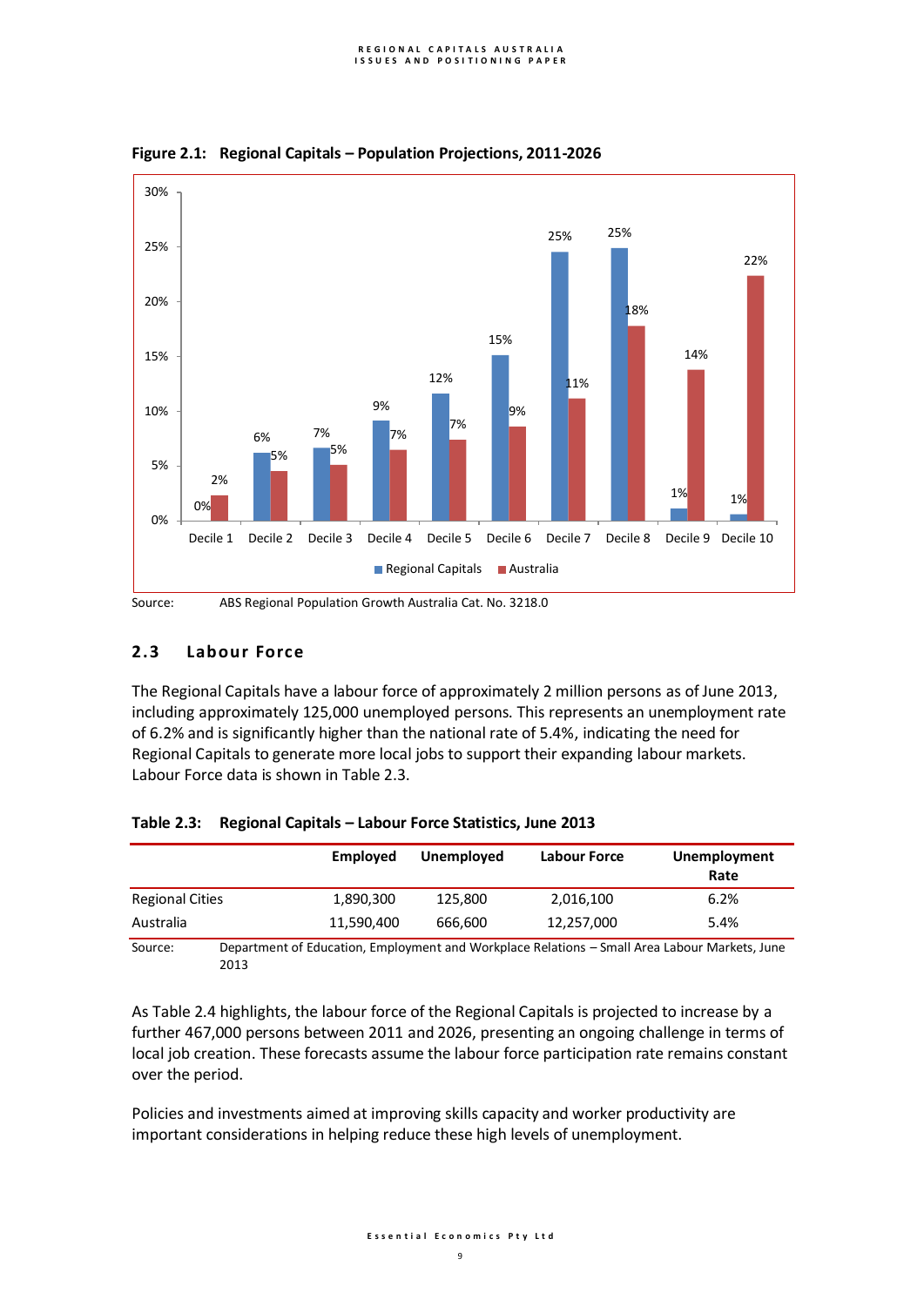**Figure 2.1: Regional Capitals – Population Projections, 2011-2026**

| | Decile 1 | Decile 2 | Decile 3 | Decile 4 | Decile 5 | Decile 6 | Decile 7 | Decile 8 | Decile 9 | Decile 10 |
|---|---|---|---|---|---|---|---|---|---|---|
| Regional Capitals | 0% | 6% | 7% | 9% | 12% | 15% | 25% | 25% | 1% | 1% |
| Australia | 2% | 5% | 5% | 7% | 7% | 9% | 11% | 18% | 14% | 22% |

Source: ABS Regional Population Growth Australia Cat. No. 3218.0

## 2.3 Labour Force

The Regional Capitals have a labour force of approximately 2 million persons as of June 2013, including approximately 125,000 unemployed persons. This represents an unemployment rate of 6.2% and is significantly higher than the national rate of 5.4%, indicating the need for Regional Capitals to generate more local jobs to support their expanding labour markets. Labour Force data is shown in Table 2.3.

**Table 2.3: Regional Capitals – Labour Force Statistics, June 2013**

| | Employed | Unemployed | Labour Force | Unemployment Rate |
|---|---|---|---|---|
| Regional Cities | 1,890,300 | 125,800 | 2,016,100 | 6.2% |
| Australia | 11,590,400 | 666,600 | 12,257,000 | 5.4% |

Source: Department of Education, Employment and Workplace Relations – Small Area Labour Markets, June 2013

As Table 2.4 highlights, the labour force of the Regional Capitals is projected to increase by a further 467,000 persons between 2011 and 2026, presenting an ongoing challenge in terms of local job creation. These forecasts assume the labour force participation rate remains constant over the period.

Policies and investments aimed at improving skills capacity and worker productivity are important considerations in helping reduce these high levels of unemployment.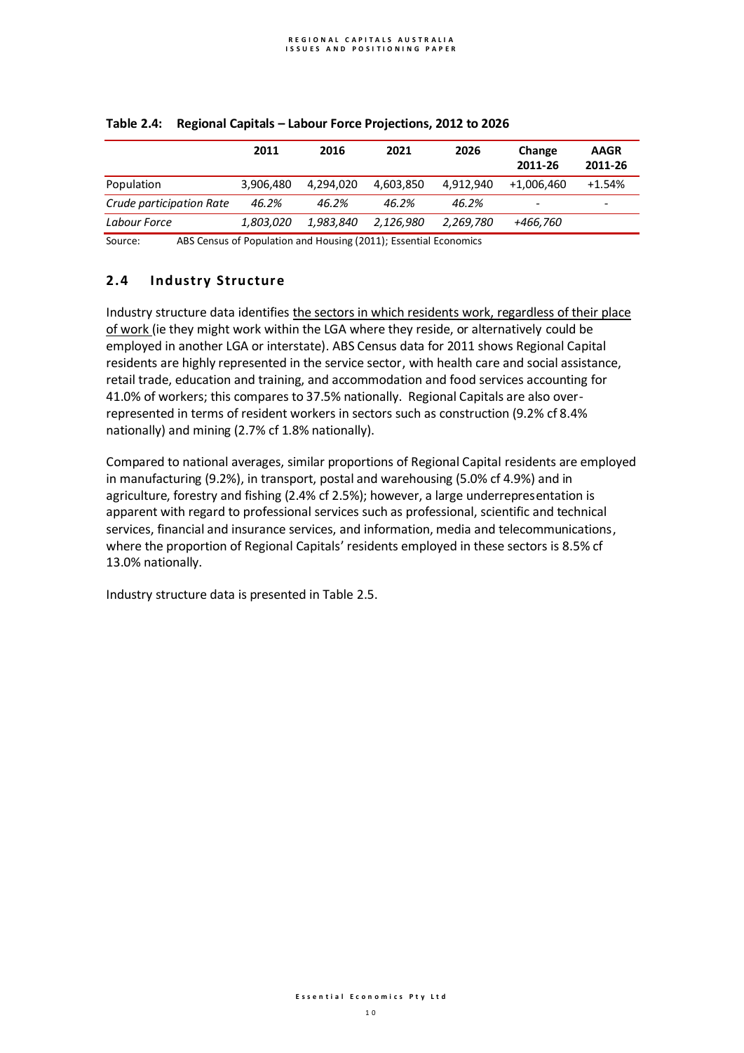**Table 2.4: Regional Capitals – Labour Force Projections, 2012 to 2026**

| | 2011 | 2016 | 2021 | 2026 | Change 2011-26 | AAGR 2011-26 |
|---|---|---|---|---|---|---|
| Population | 3,906,480 | 4,294,020 | 4,603,850 | 4,912,940 | +1,006,460 | +1.54% |
| *Crude participation Rate* | *46.2%* | *46.2%* | *46.2%* | *46.2%* | - | - |
| *Labour Force* | *1,803,020* | *1,983,840* | *2,126,980* | *2,269,780* | *+466,760* | |

Source: ABS Census of Population and Housing (2011); Essential Economics

## 2.4 Industry Structure

Industry structure data identifies the sectors in which residents work, regardless of their place of work (ie they might work within the LGA where they reside, or alternatively could be employed in another LGA or interstate). ABS Census data for 2011 shows Regional Capital residents are highly represented in the service sector, with health care and social assistance, retail trade, education and training, and accommodation and food services accounting for 41.0% of workers; this compares to 37.5% nationally. Regional Capitals are also over-represented in terms of resident workers in sectors such as construction (9.2% cf 8.4% nationally) and mining (2.7% cf 1.8% nationally).

Compared to national averages, similar proportions of Regional Capital residents are employed in manufacturing (9.2%), in transport, postal and warehousing (5.0% cf 4.9%) and in agriculture, forestry and fishing (2.4% cf 2.5%); however, a large underrepresentation is apparent with regard to professional services such as professional, scientific and technical services, financial and insurance services, and information, media and telecommunications, where the proportion of Regional Capitals' residents employed in these sectors is 8.5% cf 13.0% nationally.

Industry structure data is presented in Table 2.5.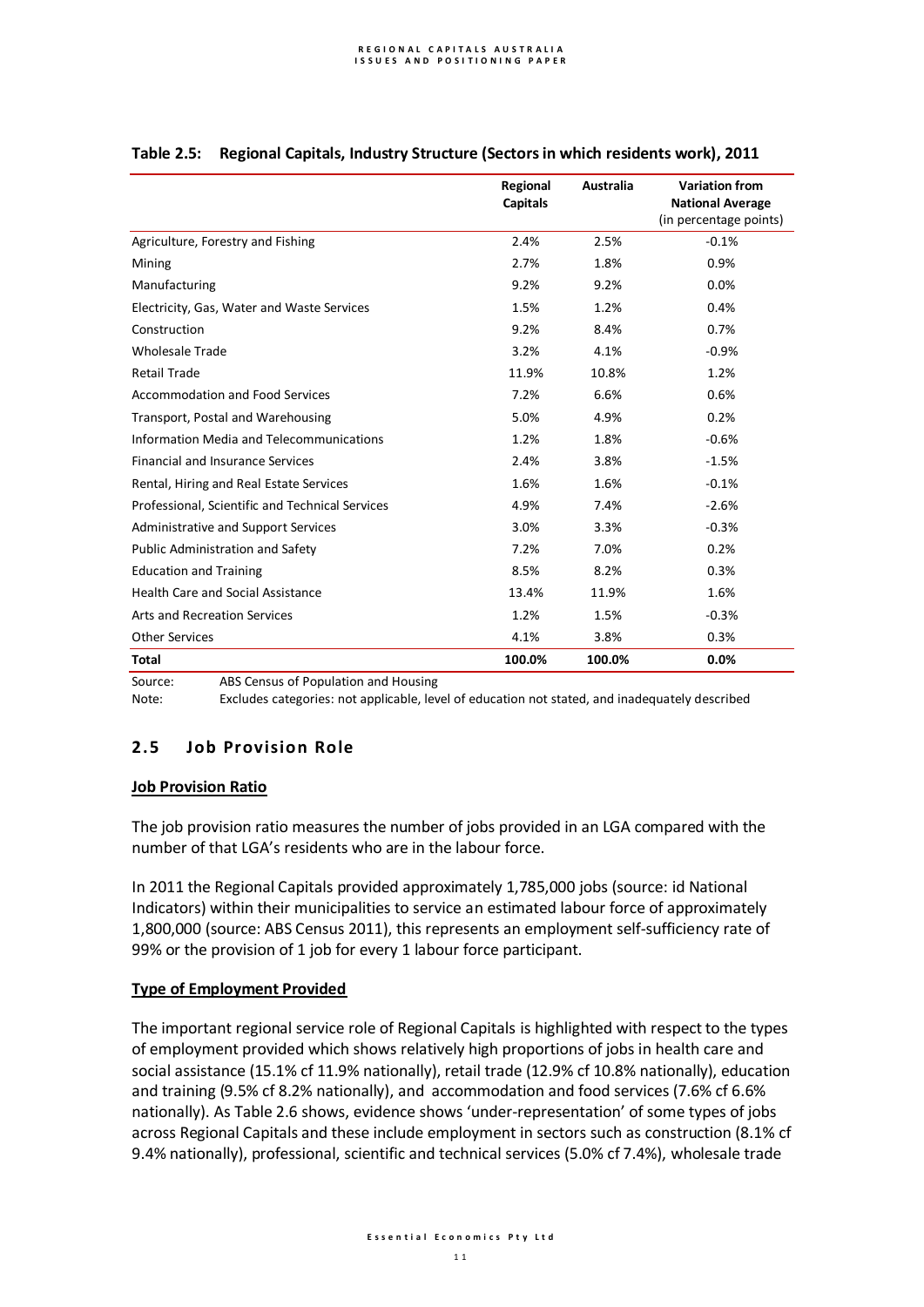**Table 2.5: Regional Capitals, Industry Structure (Sectors in which residents work), 2011**

| | Regional Capitals | Australia | Variation from National Average (in percentage points) |
|---|---|---|---|
| Agriculture, Forestry and Fishing | 2.4% | 2.5% | -0.1% |
| Mining | 2.7% | 1.8% | 0.9% |
| Manufacturing | 9.2% | 9.2% | 0.0% |
| Electricity, Gas, Water and Waste Services | 1.5% | 1.2% | 0.4% |
| Construction | 9.2% | 8.4% | 0.7% |
| Wholesale Trade | 3.2% | 4.1% | -0.9% |
| Retail Trade | 11.9% | 10.8% | 1.2% |
| Accommodation and Food Services | 7.2% | 6.6% | 0.6% |
| Transport, Postal and Warehousing | 5.0% | 4.9% | 0.2% |
| Information Media and Telecommunications | 1.2% | 1.8% | -0.6% |
| Financial and Insurance Services | 2.4% | 3.8% | -1.5% |
| Rental, Hiring and Real Estate Services | 1.6% | 1.6% | -0.1% |
| Professional, Scientific and Technical Services | 4.9% | 7.4% | -2.6% |
| Administrative and Support Services | 3.0% | 3.3% | -0.3% |
| Public Administration and Safety | 7.2% | 7.0% | 0.2% |
| Education and Training | 8.5% | 8.2% | 0.3% |
| Health Care and Social Assistance | 13.4% | 11.9% | 1.6% |
| Arts and Recreation Services | 1.2% | 1.5% | -0.3% |
| Other Services | 4.1% | 3.8% | 0.3% |
| **Total** | **100.0%** | **100.0%** | **0.0%** |

Source: ABS Census of Population and Housing
Note: Excludes categories: not applicable, level of education not stated, and inadequately described

## 2.5 Job Provision Role

**Job Provision Ratio**

The job provision ratio measures the number of jobs provided in an LGA compared with the number of that LGA's residents who are in the labour force.

In 2011 the Regional Capitals provided approximately 1,785,000 jobs (source: id National Indicators) within their municipalities to service an estimated labour force of approximately 1,800,000 (source: ABS Census 2011), this represents an employment self-sufficiency rate of 99% or the provision of 1 job for every 1 labour force participant.

**Type of Employment Provided**

The important regional service role of Regional Capitals is highlighted with respect to the types of employment provided which shows relatively high proportions of jobs in health care and social assistance (15.1% cf 11.9% nationally), retail trade (12.9% cf 10.8% nationally), education and training (9.5% cf 8.2% nationally), and accommodation and food services (7.6% cf 6.6% nationally). As Table 2.6 shows, evidence shows 'under-representation' of some types of jobs across Regional Capitals and these include employment in sectors such as construction (8.1% cf 9.4% nationally), professional, scientific and technical services (5.0% cf 7.4%), wholesale trade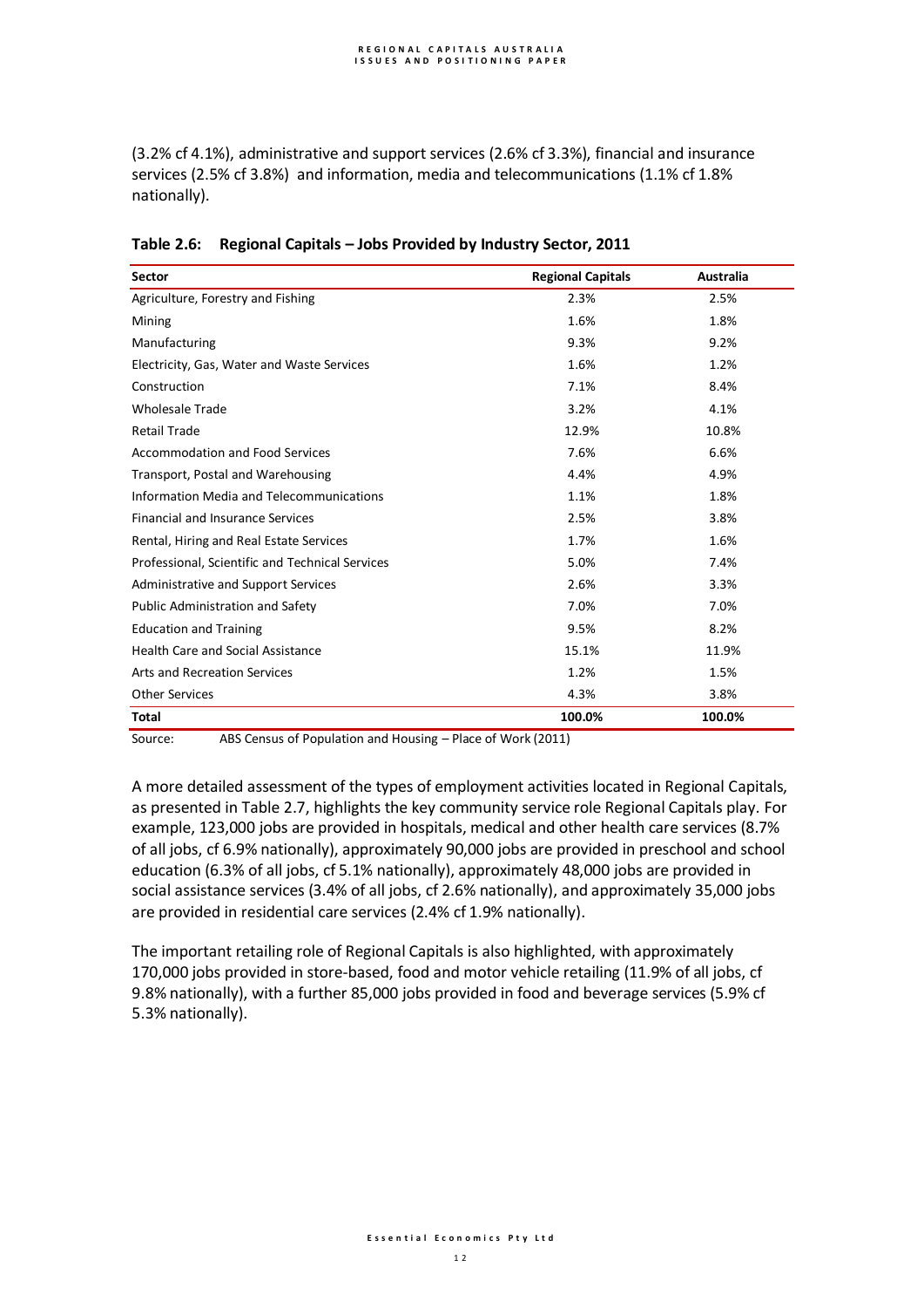(3.2% cf 4.1%), administrative and support services (2.6% cf 3.3%), financial and insurance services (2.5% cf 3.8%) and information, media and telecommunications (1.1% cf 1.8% nationally).

**Table 2.6: Regional Capitals – Jobs Provided by Industry Sector, 2011**

| Sector | Regional Capitals | Australia |
|---|---|---|
| Agriculture, Forestry and Fishing | 2.3% | 2.5% |
| Mining | 1.6% | 1.8% |
| Manufacturing | 9.3% | 9.2% |
| Electricity, Gas, Water and Waste Services | 1.6% | 1.2% |
| Construction | 7.1% | 8.4% |
| Wholesale Trade | 3.2% | 4.1% |
| Retail Trade | 12.9% | 10.8% |
| Accommodation and Food Services | 7.6% | 6.6% |
| Transport, Postal and Warehousing | 4.4% | 4.9% |
| Information Media and Telecommunications | 1.1% | 1.8% |
| Financial and Insurance Services | 2.5% | 3.8% |
| Rental, Hiring and Real Estate Services | 1.7% | 1.6% |
| Professional, Scientific and Technical Services | 5.0% | 7.4% |
| Administrative and Support Services | 2.6% | 3.3% |
| Public Administration and Safety | 7.0% | 7.0% |
| Education and Training | 9.5% | 8.2% |
| Health Care and Social Assistance | 15.1% | 11.9% |
| Arts and Recreation Services | 1.2% | 1.5% |
| Other Services | 4.3% | 3.8% |
| **Total** | **100.0%** | **100.0%** |

Source: ABS Census of Population and Housing – Place of Work (2011)

A more detailed assessment of the types of employment activities located in Regional Capitals, as presented in Table 2.7, highlights the key community service role Regional Capitals play. For example, 123,000 jobs are provided in hospitals, medical and other health care services (8.7% of all jobs, cf 6.9% nationally), approximately 90,000 jobs are provided in preschool and school education (6.3% of all jobs, cf 5.1% nationally), approximately 48,000 jobs are provided in social assistance services (3.4% of all jobs, cf 2.6% nationally), and approximately 35,000 jobs are provided in residential care services (2.4% cf 1.9% nationally).

The important retailing role of Regional Capitals is also highlighted, with approximately 170,000 jobs provided in store-based, food and motor vehicle retailing (11.9% of all jobs, cf 9.8% nationally), with a further 85,000 jobs provided in food and beverage services (5.9% cf 5.3% nationally).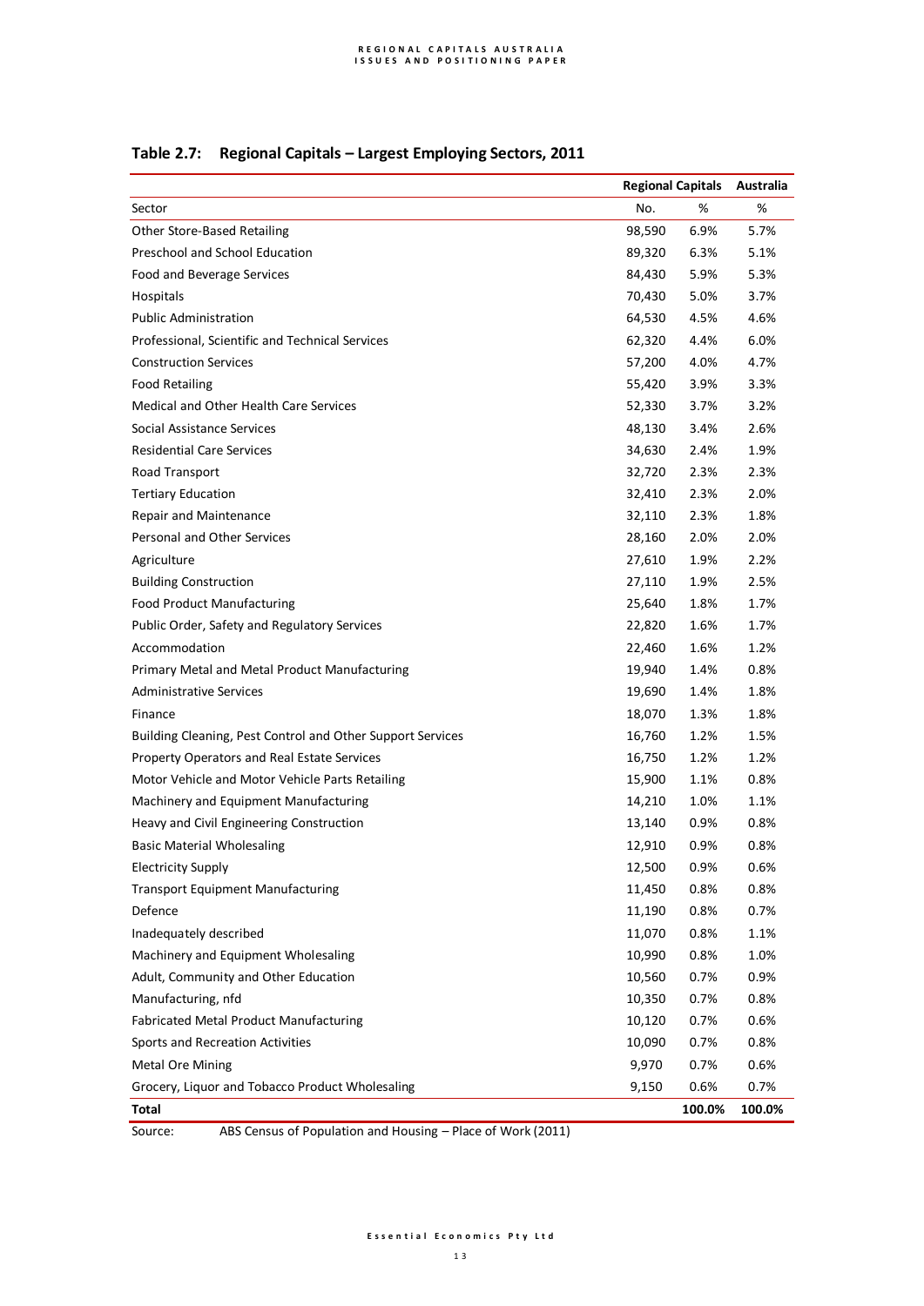### Table 2.7: Regional Capitals – Largest Employing Sectors, 2011

| | Regional Capitals | | Australia |
|---|---|---|---|
| Sector | No. | % | % |
| Other Store-Based Retailing | 98,590 | 6.9% | 5.7% |
| Preschool and School Education | 89,320 | 6.3% | 5.1% |
| Food and Beverage Services | 84,430 | 5.9% | 5.3% |
| Hospitals | 70,430 | 5.0% | 3.7% |
| Public Administration | 64,530 | 4.5% | 4.6% |
| Professional, Scientific and Technical Services | 62,320 | 4.4% | 6.0% |
| Construction Services | 57,200 | 4.0% | 4.7% |
| Food Retailing | 55,420 | 3.9% | 3.3% |
| Medical and Other Health Care Services | 52,330 | 3.7% | 3.2% |
| Social Assistance Services | 48,130 | 3.4% | 2.6% |
| Residential Care Services | 34,630 | 2.4% | 1.9% |
| Road Transport | 32,720 | 2.3% | 2.3% |
| Tertiary Education | 32,410 | 2.3% | 2.0% |
| Repair and Maintenance | 32,110 | 2.3% | 1.8% |
| Personal and Other Services | 28,160 | 2.0% | 2.0% |
| Agriculture | 27,610 | 1.9% | 2.2% |
| Building Construction | 27,110 | 1.9% | 2.5% |
| Food Product Manufacturing | 25,640 | 1.8% | 1.7% |
| Public Order, Safety and Regulatory Services | 22,820 | 1.6% | 1.7% |
| Accommodation | 22,460 | 1.6% | 1.2% |
| Primary Metal and Metal Product Manufacturing | 19,940 | 1.4% | 0.8% |
| Administrative Services | 19,690 | 1.4% | 1.8% |
| Finance | 18,070 | 1.3% | 1.8% |
| Building Cleaning, Pest Control and Other Support Services | 16,760 | 1.2% | 1.5% |
| Property Operators and Real Estate Services | 16,750 | 1.2% | 1.2% |
| Motor Vehicle and Motor Vehicle Parts Retailing | 15,900 | 1.1% | 0.8% |
| Machinery and Equipment Manufacturing | 14,210 | 1.0% | 1.1% |
| Heavy and Civil Engineering Construction | 13,140 | 0.9% | 0.8% |
| Basic Material Wholesaling | 12,910 | 0.9% | 0.8% |
| Electricity Supply | 12,500 | 0.9% | 0.6% |
| Transport Equipment Manufacturing | 11,450 | 0.8% | 0.8% |
| Defence | 11,190 | 0.8% | 0.7% |
| Inadequately described | 11,070 | 0.8% | 1.1% |
| Machinery and Equipment Wholesaling | 10,990 | 0.8% | 1.0% |
| Adult, Community and Other Education | 10,560 | 0.7% | 0.9% |
| Manufacturing, nfd | 10,350 | 0.7% | 0.8% |
| Fabricated Metal Product Manufacturing | 10,120 | 0.7% | 0.6% |
| Sports and Recreation Activities | 10,090 | 0.7% | 0.8% |
| Metal Ore Mining | 9,970 | 0.7% | 0.6% |
| Grocery, Liquor and Tobacco Product Wholesaling | 9,150 | 0.6% | 0.7% |
| **Total** | | **100.0%** | **100.0%** |

Source: ABS Census of Population and Housing – Place of Work (2011)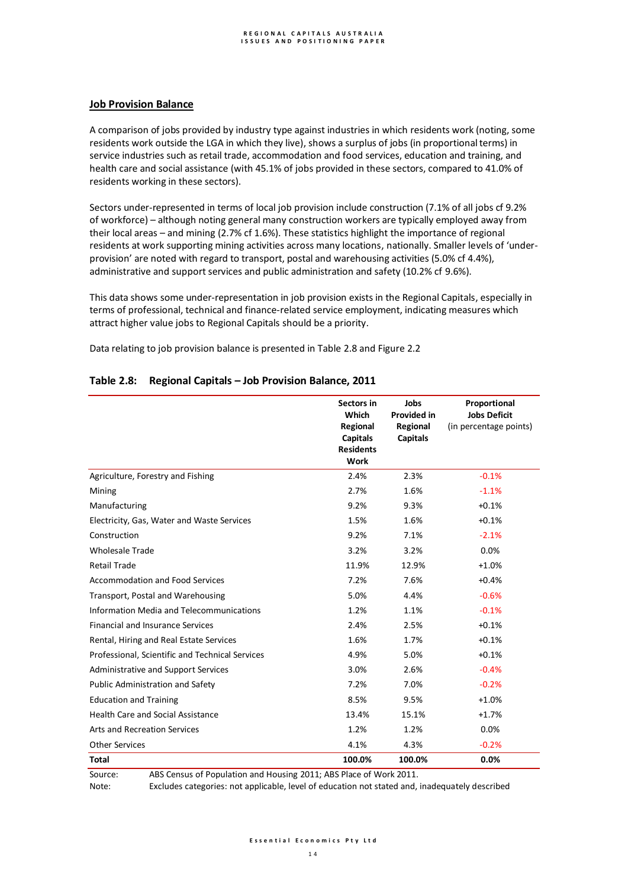## Job Provision Balance

A comparison of jobs provided by industry type against industries in which residents work (noting, some residents work outside the LGA in which they live), shows a surplus of jobs (in proportional terms) in service industries such as retail trade, accommodation and food services, education and training, and health care and social assistance (with 45.1% of jobs provided in these sectors, compared to 41.0% of residents working in these sectors).

Sectors under-represented in terms of local job provision include construction (7.1% of all jobs cf 9.2% of workforce) – although noting general many construction workers are typically employed away from their local areas – and mining (2.7% cf 1.6%). These statistics highlight the importance of regional residents at work supporting mining activities across many locations, nationally. Smaller levels of 'under-provision' are noted with regard to transport, postal and warehousing activities (5.0% cf 4.4%), administrative and support services and public administration and safety (10.2% cf 9.6%).

This data shows some under-representation in job provision exists in the Regional Capitals, especially in terms of professional, technical and finance-related service employment, indicating measures which attract higher value jobs to Regional Capitals should be a priority.

Data relating to job provision balance is presented in Table 2.8 and Figure 2.2

### Table 2.8: Regional Capitals – Job Provision Balance, 2011

| | **Sectors in Which Regional Capitals Residents Work** | **Jobs Provided in Regional Capitals** | **Proportional Jobs Deficit** (in percentage points) |
|---|---|---|---|
| Agriculture, Forestry and Fishing | 2.4% | 2.3% | -0.1% |
| Mining | 2.7% | 1.6% | -1.1% |
| Manufacturing | 9.2% | 9.3% | +0.1% |
| Electricity, Gas, Water and Waste Services | 1.5% | 1.6% | +0.1% |
| Construction | 9.2% | 7.1% | -2.1% |
| Wholesale Trade | 3.2% | 3.2% | 0.0% |
| Retail Trade | 11.9% | 12.9% | +1.0% |
| Accommodation and Food Services | 7.2% | 7.6% | +0.4% |
| Transport, Postal and Warehousing | 5.0% | 4.4% | -0.6% |
| Information Media and Telecommunications | 1.2% | 1.1% | -0.1% |
| Financial and Insurance Services | 2.4% | 2.5% | +0.1% |
| Rental, Hiring and Real Estate Services | 1.6% | 1.7% | +0.1% |
| Professional, Scientific and Technical Services | 4.9% | 5.0% | +0.1% |
| Administrative and Support Services | 3.0% | 2.6% | -0.4% |
| Public Administration and Safety | 7.2% | 7.0% | -0.2% |
| Education and Training | 8.5% | 9.5% | +1.0% |
| Health Care and Social Assistance | 13.4% | 15.1% | +1.7% |
| Arts and Recreation Services | 1.2% | 1.2% | 0.0% |
| Other Services | 4.1% | 4.3% | -0.2% |
| **Total** | **100.0%** | **100.0%** | **0.0%** |

Source: ABS Census of Population and Housing 2011; ABS Place of Work 2011.

Note: Excludes categories: not applicable, level of education not stated and, inadequately described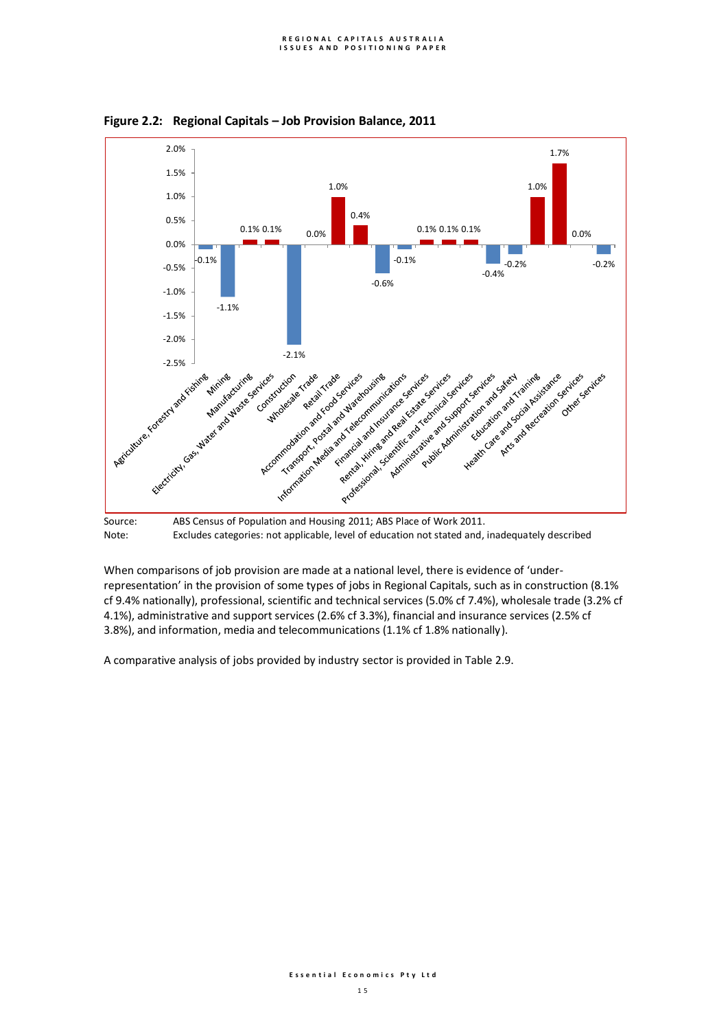**Figure 2.2: Regional Capitals – Job Provision Balance, 2011**

| Industry | Job Provision Balance |
|---|---|
| Agriculture, Forestry and Fishing | -0.1% |
| Mining | -1.1% |
| Manufacturing | 0.1% |
| Electricity, Gas, Water and Waste Services | 0.1% |
| Construction | -2.1% |
| Wholesale Trade | 0.0% |
| Retail Trade | 1.0% |
| Accommodation and Food Services | 0.4% |
| Transport, Postal and Warehousing | -0.6% |
| Information Media and Telecommunications | -0.1% |
| Financial and Insurance Services | 0.1% |
| Rental, Hiring and Real Estate Services | 0.1% |
| Professional, Scientific and Technical Services | 0.1% |
| Administrative and Support Services | -0.4% |
| Public Administration and Safety | -0.2% |
| Education and Training | 1.0% |
| Health Care and Social Assistance | 1.7% |
| Arts and Recreation Services | 0.0% |
| Other Services | -0.2% |

Source: ABS Census of Population and Housing 2011; ABS Place of Work 2011.
Note: Excludes categories: not applicable, level of education not stated and, inadequately described

When comparisons of job provision are made at a national level, there is evidence of 'under-representation' in the provision of some types of jobs in Regional Capitals, such as in construction (8.1% cf 9.4% nationally), professional, scientific and technical services (5.0% cf 7.4%), wholesale trade (3.2% cf 4.1%), administrative and support services (2.6% cf 3.3%), financial and insurance services (2.5% cf 3.8%), and information, media and telecommunications (1.1% cf 1.8% nationally).

A comparative analysis of jobs provided by industry sector is provided in Table 2.9.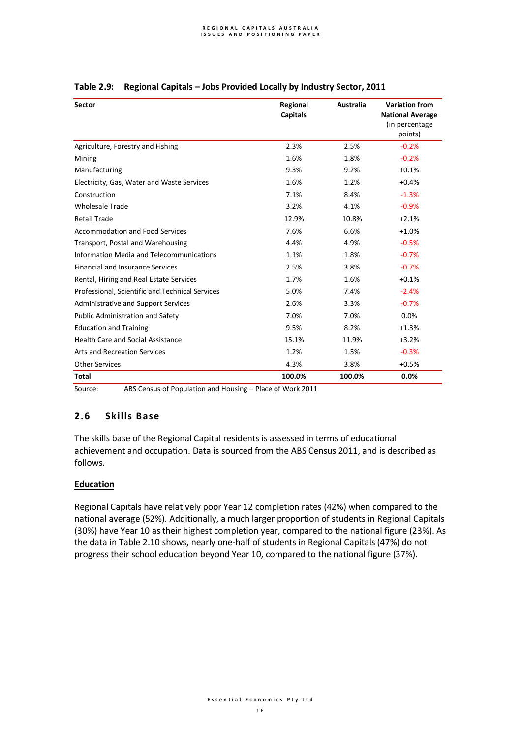**Table 2.9: Regional Capitals – Jobs Provided Locally by Industry Sector, 2011**

| Sector | Regional Capitals | Australia | Variation from National Average (in percentage points) |
|---|---|---|---|
| Agriculture, Forestry and Fishing | 2.3% | 2.5% | -0.2% |
| Mining | 1.6% | 1.8% | -0.2% |
| Manufacturing | 9.3% | 9.2% | +0.1% |
| Electricity, Gas, Water and Waste Services | 1.6% | 1.2% | +0.4% |
| Construction | 7.1% | 8.4% | -1.3% |
| Wholesale Trade | 3.2% | 4.1% | -0.9% |
| Retail Trade | 12.9% | 10.8% | +2.1% |
| Accommodation and Food Services | 7.6% | 6.6% | +1.0% |
| Transport, Postal and Warehousing | 4.4% | 4.9% | -0.5% |
| Information Media and Telecommunications | 1.1% | 1.8% | -0.7% |
| Financial and Insurance Services | 2.5% | 3.8% | -0.7% |
| Rental, Hiring and Real Estate Services | 1.7% | 1.6% | +0.1% |
| Professional, Scientific and Technical Services | 5.0% | 7.4% | -2.4% |
| Administrative and Support Services | 2.6% | 3.3% | -0.7% |
| Public Administration and Safety | 7.0% | 7.0% | 0.0% |
| Education and Training | 9.5% | 8.2% | +1.3% |
| Health Care and Social Assistance | 15.1% | 11.9% | +3.2% |
| Arts and Recreation Services | 1.2% | 1.5% | -0.3% |
| Other Services | 4.3% | 3.8% | +0.5% |
| **Total** | **100.0%** | **100.0%** | **0.0%** |

Source: ABS Census of Population and Housing – Place of Work 2011

## 2.6 Skills Base

The skills base of the Regional Capital residents is assessed in terms of educational achievement and occupation. Data is sourced from the ABS Census 2011, and is described as follows.

### Education

Regional Capitals have relatively poor Year 12 completion rates (42%) when compared to the national average (52%). Additionally, a much larger proportion of students in Regional Capitals (30%) have Year 10 as their highest completion year, compared to the national figure (23%). As the data in Table 2.10 shows, nearly one-half of students in Regional Capitals (47%) do not progress their school education beyond Year 10, compared to the national figure (37%).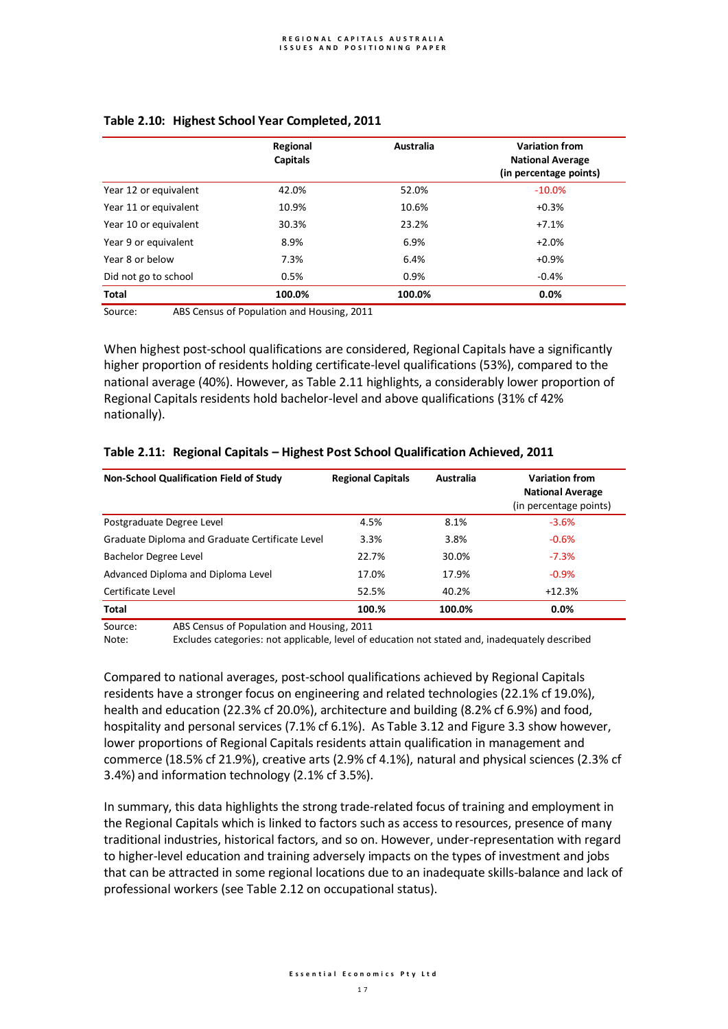**Table 2.10: Highest School Year Completed, 2011**

| | Regional Capitals | Australia | Variation from National Average (in percentage points) |
|---|---|---|---|
| Year 12 or equivalent | 42.0% | 52.0% | -10.0% |
| Year 11 or equivalent | 10.9% | 10.6% | +0.3% |
| Year 10 or equivalent | 30.3% | 23.2% | +7.1% |
| Year 9 or equivalent | 8.9% | 6.9% | +2.0% |
| Year 8 or below | 7.3% | 6.4% | +0.9% |
| Did not go to school | 0.5% | 0.9% | -0.4% |
| **Total** | **100.0%** | **100.0%** | **0.0%** |

Source: ABS Census of Population and Housing, 2011

When highest post-school qualifications are considered, Regional Capitals have a significantly higher proportion of residents holding certificate-level qualifications (53%), compared to the national average (40%). However, as Table 2.11 highlights, a considerably lower proportion of Regional Capitals residents hold bachelor-level and above qualifications (31% cf 42% nationally).

**Table 2.11: Regional Capitals – Highest Post School Qualification Achieved, 2011**

| Non-School Qualification Field of Study | Regional Capitals | Australia | Variation from National Average (in percentage points) |
|---|---|---|---|
| Postgraduate Degree Level | 4.5% | 8.1% | -3.6% |
| Graduate Diploma and Graduate Certificate Level | 3.3% | 3.8% | -0.6% |
| Bachelor Degree Level | 22.7% | 30.0% | -7.3% |
| Advanced Diploma and Diploma Level | 17.0% | 17.9% | -0.9% |
| Certificate Level | 52.5% | 40.2% | +12.3% |
| **Total** | **100.%** | **100.0%** | **0.0%** |

Source: ABS Census of Population and Housing, 2011
Note: Excludes categories: not applicable, level of education not stated and, inadequately described

Compared to national averages, post-school qualifications achieved by Regional Capitals residents have a stronger focus on engineering and related technologies (22.1% cf 19.0%), health and education (22.3% cf 20.0%), architecture and building (8.2% cf 6.9%) and food, hospitality and personal services (7.1% cf 6.1%). As Table 3.12 and Figure 3.3 show however, lower proportions of Regional Capitals residents attain qualification in management and commerce (18.5% cf 21.9%), creative arts (2.9% cf 4.1%), natural and physical sciences (2.3% cf 3.4%) and information technology (2.1% cf 3.5%).

In summary, this data highlights the strong trade-related focus of training and employment in the Regional Capitals which is linked to factors such as access to resources, presence of many traditional industries, historical factors, and so on. However, under-representation with regard to higher-level education and training adversely impacts on the types of investment and jobs that can be attracted in some regional locations due to an inadequate skills-balance and lack of professional workers (see Table 2.12 on occupational status).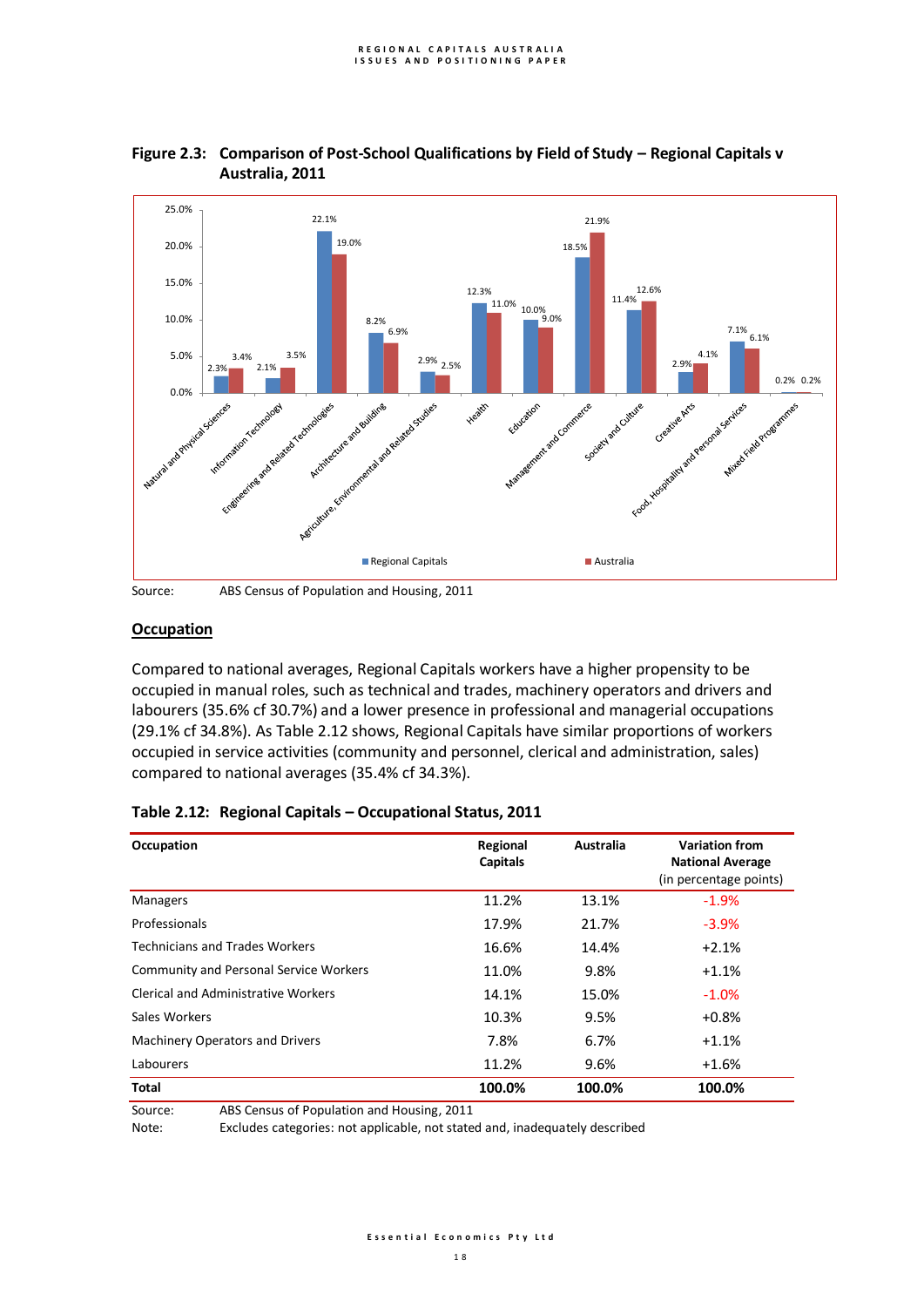**Figure 2.3: Comparison of Post-School Qualifications by Field of Study – Regional Capitals v Australia, 2011**

| Field of Study | Regional Capitals | Australia |
|---|---|---|
| Natural and Physical Sciences | 2.3% | 3.4% |
| Information Technology | 2.1% | 3.5% |
| Engineering and Related Technologies | 22.1% | 19.0% |
| Architecture and Building | 8.2% | 6.9% |
| Agriculture, Environmental and Related Studies | 2.9% | 2.5% |
| Health | 12.3% | 11.0% |
| Education | 10.0% | 9.0% |
| Management and Commerce | 18.5% | 21.9% |
| Society and Culture | 11.4% | 12.6% |
| Creative Arts | 2.9% | 4.1% |
| Food, Hospitality and Personal Services | 7.1% | 6.1% |
| Mixed Field Programmes | 0.2% | 0.2% |

Source: ABS Census of Population and Housing, 2011

## Occupation

Compared to national averages, Regional Capitals workers have a higher propensity to be occupied in manual roles, such as technical and trades, machinery operators and drivers and labourers (35.6% cf 30.7%) and a lower presence in professional and managerial occupations (29.1% cf 34.8%). As Table 2.12 shows, Regional Capitals have similar proportions of workers occupied in service activities (community and personnel, clerical and administration, sales) compared to national averages (35.4% cf 34.3%).

**Table 2.12: Regional Capitals – Occupational Status, 2011**

| Occupation | Regional Capitals | Australia | Variation from National Average (in percentage points) |
|---|---|---|---|
| Managers | 11.2% | 13.1% | -1.9% |
| Professionals | 17.9% | 21.7% | -3.9% |
| Technicians and Trades Workers | 16.6% | 14.4% | +2.1% |
| Community and Personal Service Workers | 11.0% | 9.8% | +1.1% |
| Clerical and Administrative Workers | 14.1% | 15.0% | -1.0% |
| Sales Workers | 10.3% | 9.5% | +0.8% |
| Machinery Operators and Drivers | 7.8% | 6.7% | +1.1% |
| Labourers | 11.2% | 9.6% | +1.6% |
| **Total** | **100.0%** | **100.0%** | **100.0%** |

Source: ABS Census of Population and Housing, 2011

Note: Excludes categories: not applicable, not stated and, inadequately described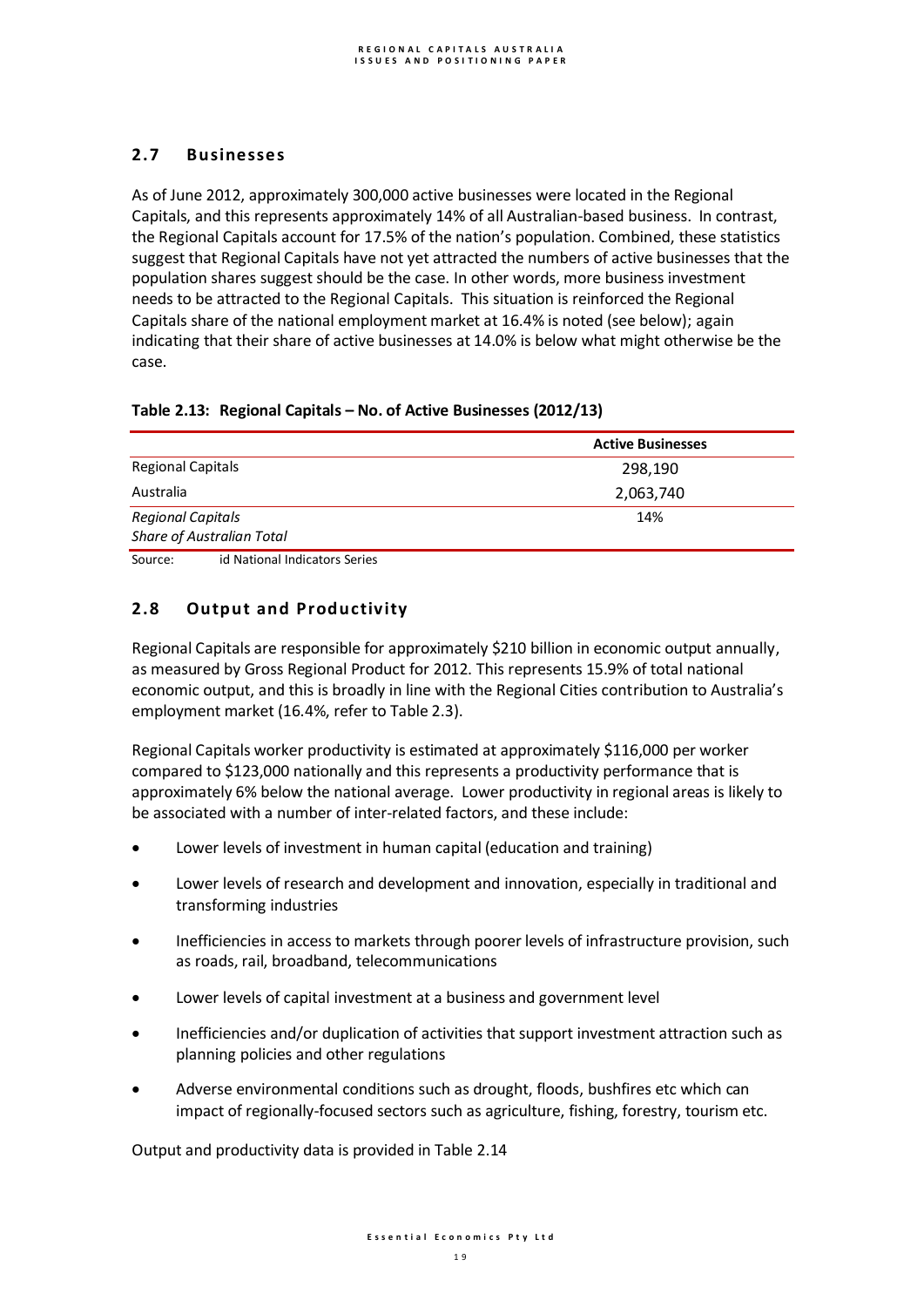## 2.7 Businesses

As of June 2012, approximately 300,000 active businesses were located in the Regional Capitals, and this represents approximately 14% of all Australian-based business. In contrast, the Regional Capitals account for 17.5% of the nation's population. Combined, these statistics suggest that Regional Capitals have not yet attracted the numbers of active businesses that the population shares suggest should be the case. In other words, more business investment needs to be attracted to the Regional Capitals. This situation is reinforced the Regional Capitals share of the national employment market at 16.4% is noted (see below); again indicating that their share of active businesses at 14.0% is below what might otherwise be the case.

**Table 2.13: Regional Capitals – No. of Active Businesses (2012/13)**

| | Active Businesses |
|---|---|
| Regional Capitals | 298,190 |
| Australia | 2,063,740 |
| *Regional Capitals Share of Australian Total* | 14% |

Source: id National Indicators Series

## 2.8 Output and Productivity

Regional Capitals are responsible for approximately $210 billion in economic output annually, as measured by Gross Regional Product for 2012. This represents 15.9% of total national economic output, and this is broadly in line with the Regional Cities contribution to Australia's employment market (16.4%, refer to Table 2.3).

Regional Capitals worker productivity is estimated at approximately $116,000 per worker compared to $123,000 nationally and this represents a productivity performance that is approximately 6% below the national average. Lower productivity in regional areas is likely to be associated with a number of inter-related factors, and these include:

- Lower levels of investment in human capital (education and training)
- Lower levels of research and development and innovation, especially in traditional and transforming industries
- Inefficiencies in access to markets through poorer levels of infrastructure provision, such as roads, rail, broadband, telecommunications
- Lower levels of capital investment at a business and government level
- Inefficiencies and/or duplication of activities that support investment attraction such as planning policies and other regulations
- Adverse environmental conditions such as drought, floods, bushfires etc which can impact of regionally-focused sectors such as agriculture, fishing, forestry, tourism etc.

Output and productivity data is provided in Table 2.14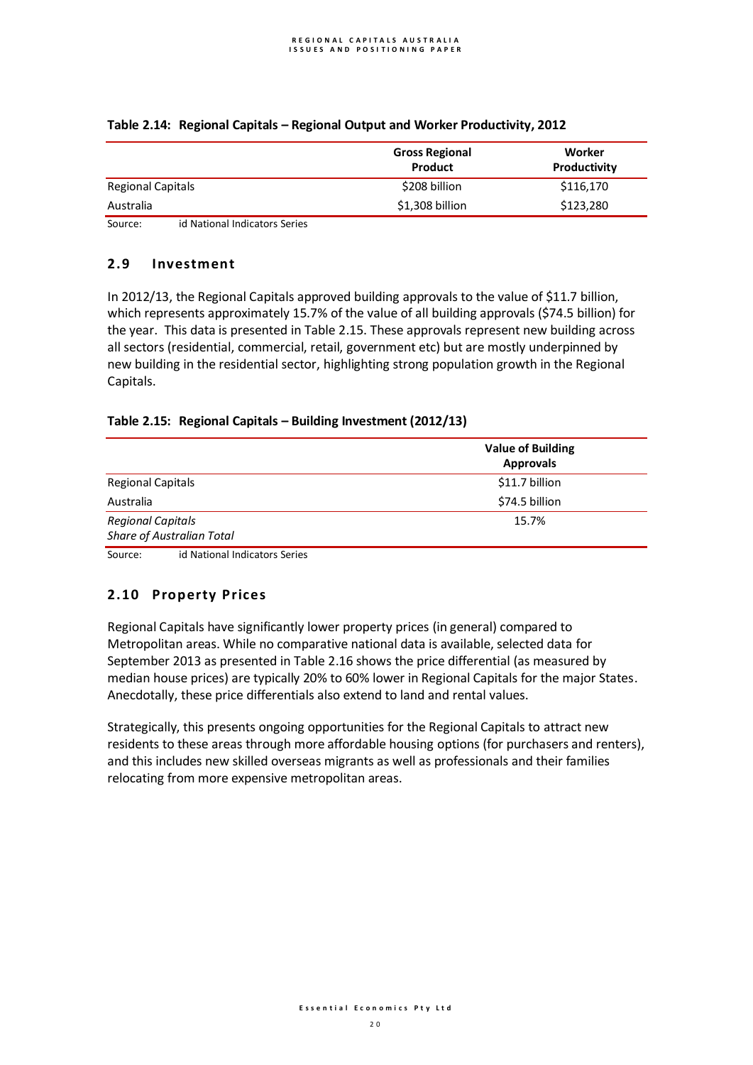**Table 2.14: Regional Capitals – Regional Output and Worker Productivity, 2012**

| | Gross Regional Product | Worker Productivity |
|---|---|---|
| Regional Capitals | $208 billion | $116,170 |
| Australia | $1,308 billion | $123,280 |

Source: id National Indicators Series

## 2.9 Investment

In 2012/13, the Regional Capitals approved building approvals to the value of $11.7 billion, which represents approximately 15.7% of the value of all building approvals ($74.5 billion) for the year. This data is presented in Table 2.15. These approvals represent new building across all sectors (residential, commercial, retail, government etc) but are mostly underpinned by new building in the residential sector, highlighting strong population growth in the Regional Capitals.

**Table 2.15: Regional Capitals – Building Investment (2012/13)**

| | Value of Building Approvals |
|---|---|
| Regional Capitals | $11.7 billion |
| Australia | $74.5 billion |
| *Regional Capitals Share of Australian Total* | 15.7% |

Source: id National Indicators Series

## 2.10 Property Prices

Regional Capitals have significantly lower property prices (in general) compared to Metropolitan areas. While no comparative national data is available, selected data for September 2013 as presented in Table 2.16 shows the price differential (as measured by median house prices) are typically 20% to 60% lower in Regional Capitals for the major States. Anecdotally, these price differentials also extend to land and rental values.

Strategically, this presents ongoing opportunities for the Regional Capitals to attract new residents to these areas through more affordable housing options (for purchasers and renters), and this includes new skilled overseas migrants as well as professionals and their families relocating from more expensive metropolitan areas.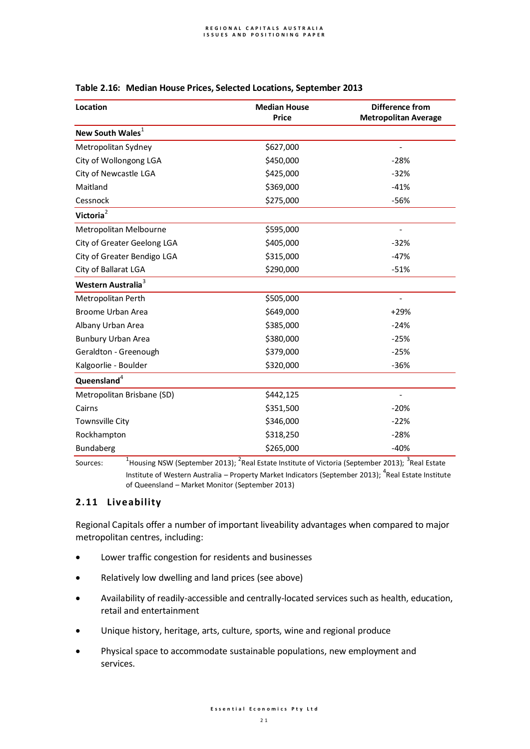**Table 2.16: Median House Prices, Selected Locations, September 2013**

| Location | Median House Price | Difference from Metropolitan Average |
|---|---|---|
| **New South Wales**[1] | | |
| Metropolitan Sydney | $627,000 | - |
| City of Wollongong LGA | $450,000 | -28% |
| City of Newcastle LGA | $425,000 | -32% |
| Maitland | $369,000 | -41% |
| Cessnock | $275,000 | -56% |
| **Victoria**[2] | | |
| Metropolitan Melbourne | $595,000 | - |
| City of Greater Geelong LGA | $405,000 | -32% |
| City of Greater Bendigo LGA | $315,000 | -47% |
| City of Ballarat LGA | $290,000 | -51% |
| **Western Australia**[3] | | |
| Metropolitan Perth | $505,000 | - |
| Broome Urban Area | $649,000 | +29% |
| Albany Urban Area | $385,000 | -24% |
| Bunbury Urban Area | $380,000 | -25% |
| Geraldton - Greenough | $379,000 | -25% |
| Kalgoorlie - Boulder | $320,000 | -36% |
| **Queensland**[4] | | |
| Metropolitan Brisbane (SD) | $442,125 | - |
| Cairns | $351,500 | -20% |
| Townsville City | $346,000 | -22% |
| Rockhampton | $318,250 | -28% |
| Bundaberg | $265,000 | -40% |

Sources: [1]Housing NSW (September 2013); [2]Real Estate Institute of Victoria (September 2013); [3]Real Estate Institute of Western Australia – Property Market Indicators (September 2013); [4]Real Estate Institute of Queensland – Market Monitor (September 2013)

## 2.11 Liveability

Regional Capitals offer a number of important liveability advantages when compared to major metropolitan centres, including:

- Lower traffic congestion for residents and businesses
- Relatively low dwelling and land prices (see above)
- Availability of readily-accessible and centrally-located services such as health, education, retail and entertainment
- Unique history, heritage, arts, culture, sports, wine and regional produce
- Physical space to accommodate sustainable populations, new employment and services.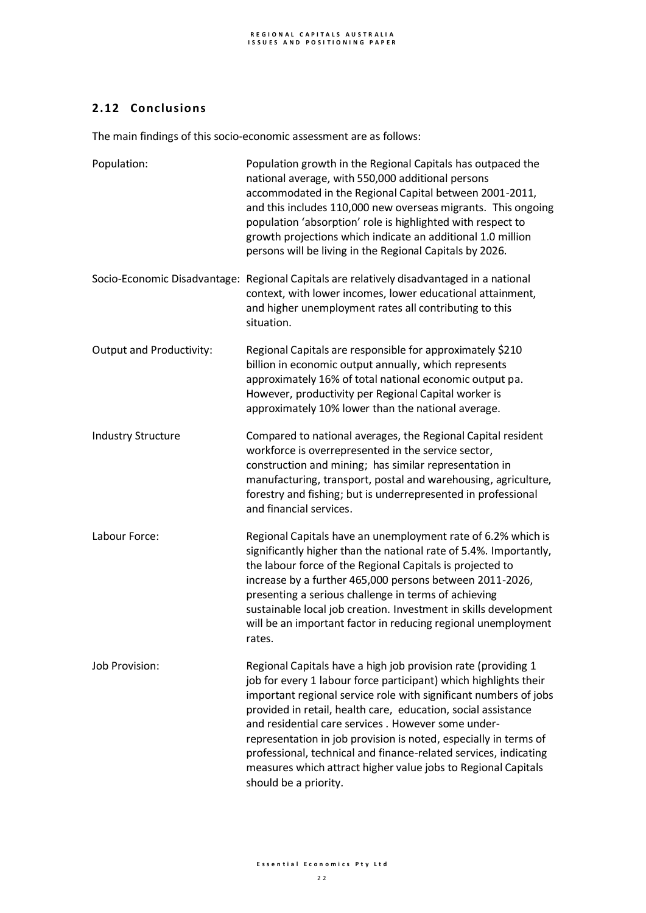## 2.12 Conclusions

The main findings of this socio-economic assessment are as follows:

**Population:** Population growth in the Regional Capitals has outpaced the national average, with 550,000 additional persons accommodated in the Regional Capital between 2001-2011, and this includes 110,000 new overseas migrants. This ongoing population 'absorption' role is highlighted with respect to growth projections which indicate an additional 1.0 million persons will be living in the Regional Capitals by 2026.

**Socio-Economic Disadvantage:** Regional Capitals are relatively disadvantaged in a national context, with lower incomes, lower educational attainment, and higher unemployment rates all contributing to this situation.

**Output and Productivity:** Regional Capitals are responsible for approximately $210 billion in economic output annually, which represents approximately 16% of total national economic output pa. However, productivity per Regional Capital worker is approximately 10% lower than the national average.

**Industry Structure** Compared to national averages, the Regional Capital resident workforce is overrepresented in the service sector, construction and mining; has similar representation in manufacturing, transport, postal and warehousing, agriculture, forestry and fishing; but is underrepresented in professional and financial services.

**Labour Force:** Regional Capitals have an unemployment rate of 6.2% which is significantly higher than the national rate of 5.4%. Importantly, the labour force of the Regional Capitals is projected to increase by a further 465,000 persons between 2011-2026, presenting a serious challenge in terms of achieving sustainable local job creation. Investment in skills development will be an important factor in reducing regional unemployment rates.

**Job Provision:** Regional Capitals have a high job provision rate (providing 1 job for every 1 labour force participant) which highlights their important regional service role with significant numbers of jobs provided in retail, health care, education, social assistance and residential care services . However some under-representation in job provision is noted, especially in terms of professional, technical and finance-related services, indicating measures which attract higher value jobs to Regional Capitals should be a priority.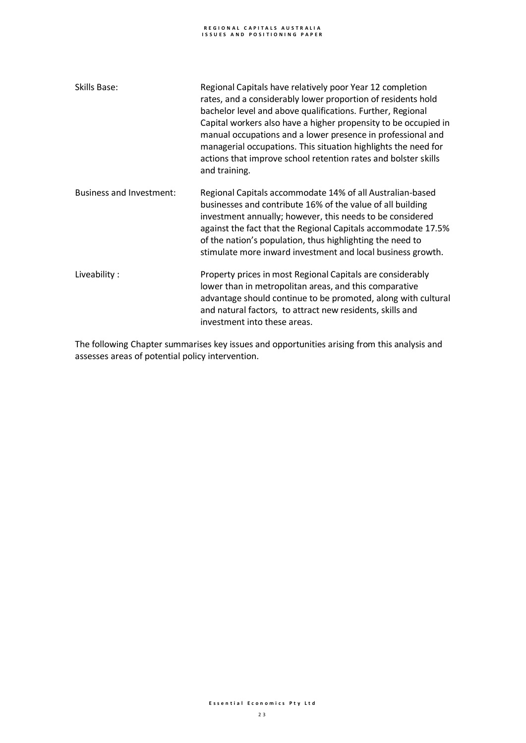| | |
|---|---|
| Skills Base: | Regional Capitals have relatively poor Year 12 completion rates, and a considerably lower proportion of residents hold bachelor level and above qualifications. Further, Regional Capital workers also have a higher propensity to be occupied in manual occupations and a lower presence in professional and managerial occupations. This situation highlights the need for actions that improve school retention rates and bolster skills and training. |
| Business and Investment: | Regional Capitals accommodate 14% of all Australian-based businesses and contribute 16% of the value of all building investment annually; however, this needs to be considered against the fact that the Regional Capitals accommodate 17.5% of the nation's population, thus highlighting the need to stimulate more inward investment and local business growth. |
| Liveability : | Property prices in most Regional Capitals are considerably lower than in metropolitan areas, and this comparative advantage should continue to be promoted, along with cultural and natural factors, to attract new residents, skills and investment into these areas. |

The following Chapter summarises key issues and opportunities arising from this analysis and assesses areas of potential policy intervention.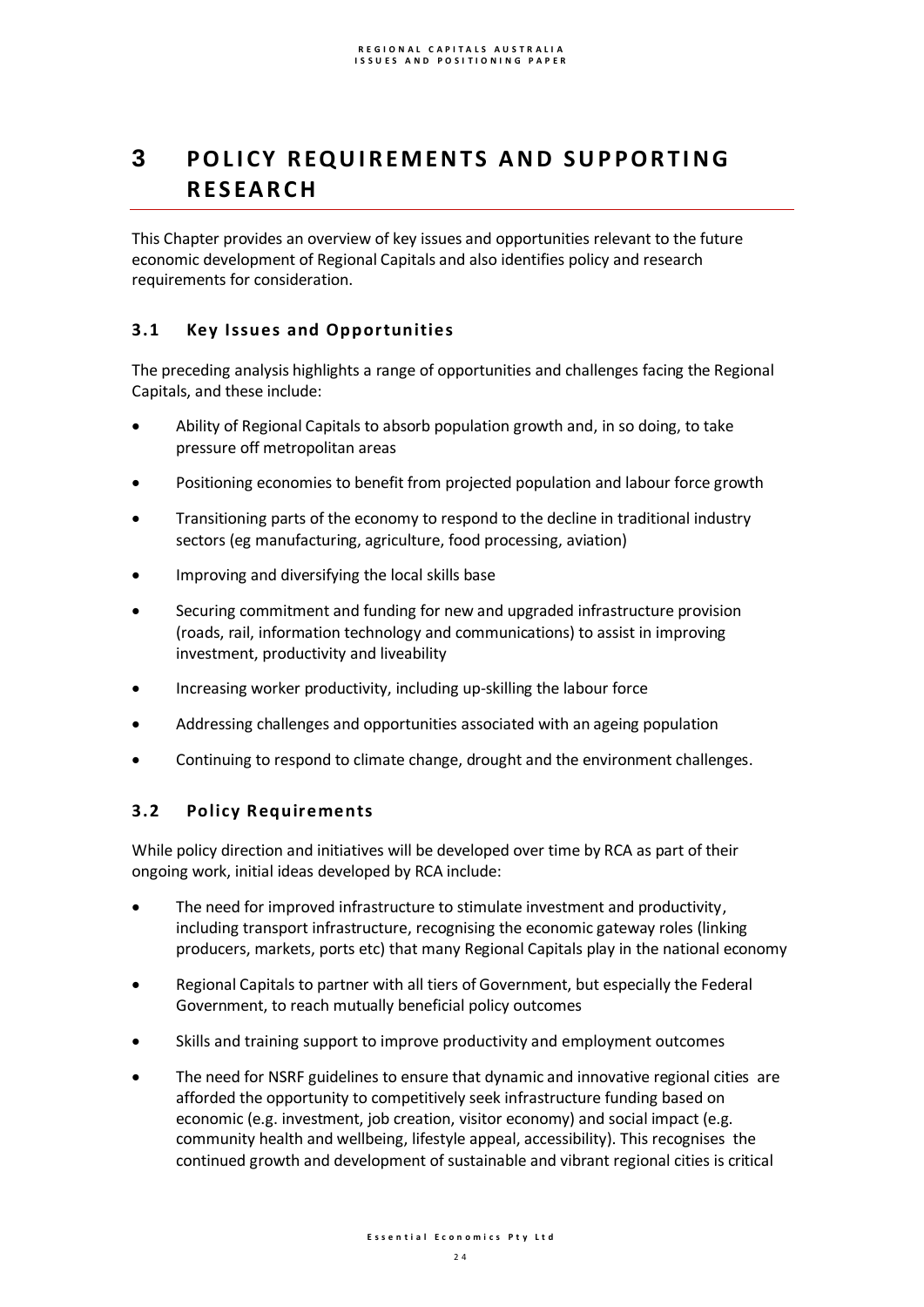# 3 POLICY REQUIREMENTS AND SUPPORTING RESEARCH

This Chapter provides an overview of key issues and opportunities relevant to the future economic development of Regional Capitals and also identifies policy and research requirements for consideration.

## 3.1 Key Issues and Opportunities

The preceding analysis highlights a range of opportunities and challenges facing the Regional Capitals, and these include:

- Ability of Regional Capitals to absorb population growth and, in so doing, to take pressure off metropolitan areas
- Positioning economies to benefit from projected population and labour force growth
- Transitioning parts of the economy to respond to the decline in traditional industry sectors (eg manufacturing, agriculture, food processing, aviation)
- Improving and diversifying the local skills base
- Securing commitment and funding for new and upgraded infrastructure provision (roads, rail, information technology and communications) to assist in improving investment, productivity and liveability
- Increasing worker productivity, including up-skilling the labour force
- Addressing challenges and opportunities associated with an ageing population
- Continuing to respond to climate change, drought and the environment challenges.

## 3.2 Policy Requirements

While policy direction and initiatives will be developed over time by RCA as part of their ongoing work, initial ideas developed by RCA include:

- The need for improved infrastructure to stimulate investment and productivity, including transport infrastructure, recognising the economic gateway roles (linking producers, markets, ports etc) that many Regional Capitals play in the national economy
- Regional Capitals to partner with all tiers of Government, but especially the Federal Government, to reach mutually beneficial policy outcomes
- Skills and training support to improve productivity and employment outcomes
- The need for NSRF guidelines to ensure that dynamic and innovative regional cities are afforded the opportunity to competitively seek infrastructure funding based on economic (e.g. investment, job creation, visitor economy) and social impact (e.g. community health and wellbeing, lifestyle appeal, accessibility). This recognises the continued growth and development of sustainable and vibrant regional cities is critical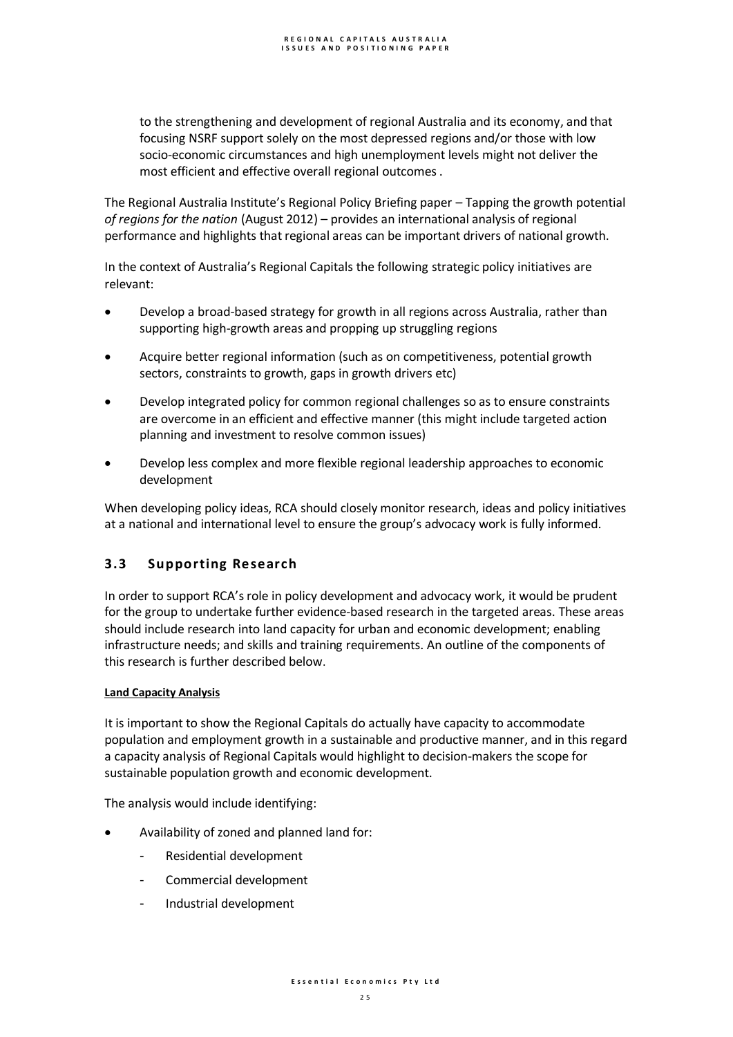to the strengthening and development of regional Australia and its economy, and that focusing NSRF support solely on the most depressed regions and/or those with low socio-economic circumstances and high unemployment levels might not deliver the most efficient and effective overall regional outcomes .

The Regional Australia Institute's Regional Policy Briefing paper – Tapping the growth potential *of regions for the nation* (August 2012) – provides an international analysis of regional performance and highlights that regional areas can be important drivers of national growth.

In the context of Australia's Regional Capitals the following strategic policy initiatives are relevant:

- Develop a broad-based strategy for growth in all regions across Australia, rather than supporting high-growth areas and propping up struggling regions
- Acquire better regional information (such as on competitiveness, potential growth sectors, constraints to growth, gaps in growth drivers etc)
- Develop integrated policy for common regional challenges so as to ensure constraints are overcome in an efficient and effective manner (this might include targeted action planning and investment to resolve common issues)
- Develop less complex and more flexible regional leadership approaches to economic development

When developing policy ideas, RCA should closely monitor research, ideas and policy initiatives at a national and international level to ensure the group's advocacy work is fully informed.

## 3.3 Supporting Research

In order to support RCA's role in policy development and advocacy work, it would be prudent for the group to undertake further evidence-based research in the targeted areas. These areas should include research into land capacity for urban and economic development; enabling infrastructure needs; and skills and training requirements. An outline of the components of this research is further described below.

**Land Capacity Analysis**

It is important to show the Regional Capitals do actually have capacity to accommodate population and employment growth in a sustainable and productive manner, and in this regard a capacity analysis of Regional Capitals would highlight to decision-makers the scope for sustainable population growth and economic development.

The analysis would include identifying:

- Availability of zoned and planned land for:
  - Residential development
  - Commercial development
  - Industrial development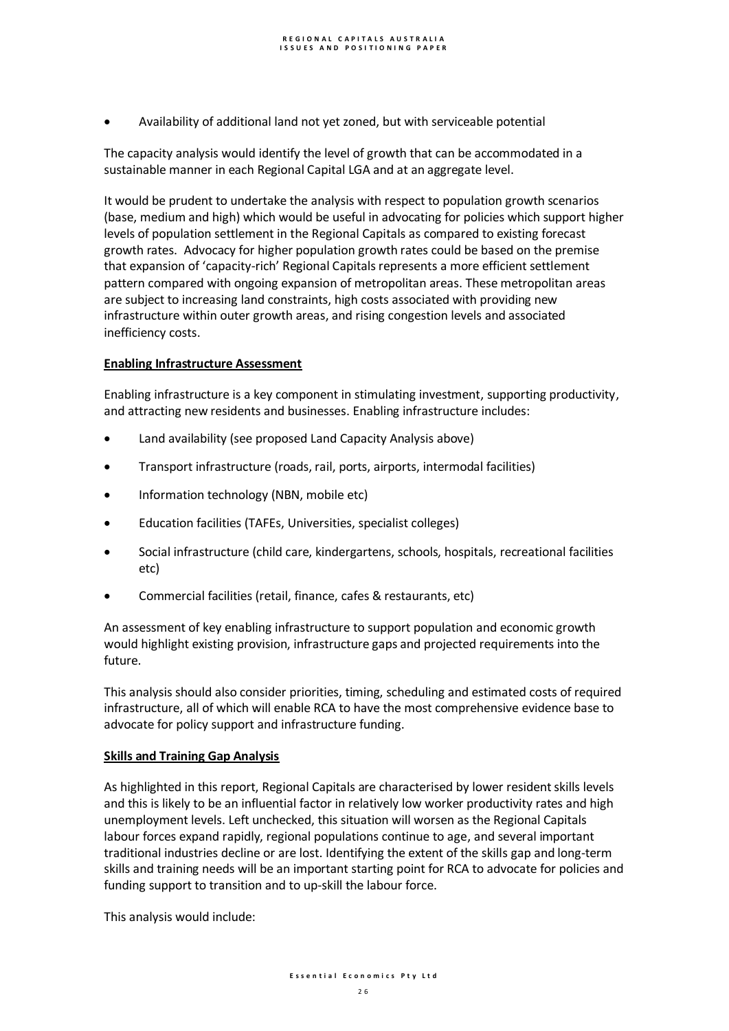- Availability of additional land not yet zoned, but with serviceable potential

The capacity analysis would identify the level of growth that can be accommodated in a sustainable manner in each Regional Capital LGA and at an aggregate level.

It would be prudent to undertake the analysis with respect to population growth scenarios (base, medium and high) which would be useful in advocating for policies which support higher levels of population settlement in the Regional Capitals as compared to existing forecast growth rates. Advocacy for higher population growth rates could be based on the premise that expansion of 'capacity-rich' Regional Capitals represents a more efficient settlement pattern compared with ongoing expansion of metropolitan areas. These metropolitan areas are subject to increasing land constraints, high costs associated with providing new infrastructure within outer growth areas, and rising congestion levels and associated inefficiency costs.

**Enabling Infrastructure Assessment**

Enabling infrastructure is a key component in stimulating investment, supporting productivity, and attracting new residents and businesses. Enabling infrastructure includes:

- Land availability (see proposed Land Capacity Analysis above)
- Transport infrastructure (roads, rail, ports, airports, intermodal facilities)
- Information technology (NBN, mobile etc)
- Education facilities (TAFEs, Universities, specialist colleges)
- Social infrastructure (child care, kindergartens, schools, hospitals, recreational facilities etc)
- Commercial facilities (retail, finance, cafes & restaurants, etc)

An assessment of key enabling infrastructure to support population and economic growth would highlight existing provision, infrastructure gaps and projected requirements into the future.

This analysis should also consider priorities, timing, scheduling and estimated costs of required infrastructure, all of which will enable RCA to have the most comprehensive evidence base to advocate for policy support and infrastructure funding.

**Skills and Training Gap Analysis**

As highlighted in this report, Regional Capitals are characterised by lower resident skills levels and this is likely to be an influential factor in relatively low worker productivity rates and high unemployment levels. Left unchecked, this situation will worsen as the Regional Capitals labour forces expand rapidly, regional populations continue to age, and several important traditional industries decline or are lost. Identifying the extent of the skills gap and long-term skills and training needs will be an important starting point for RCA to advocate for policies and funding support to transition and to up-skill the labour force.

This analysis would include: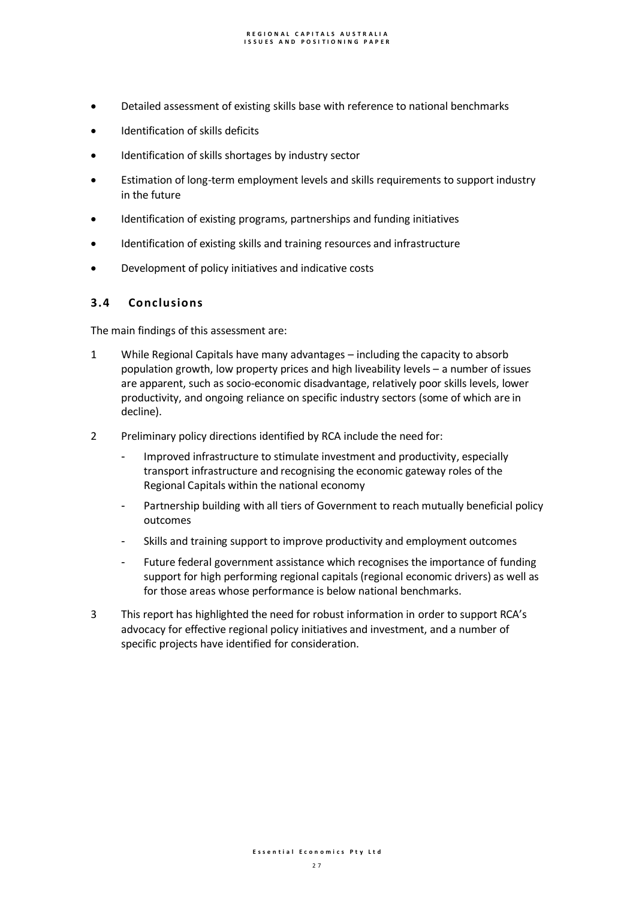- Detailed assessment of existing skills base with reference to national benchmarks
- Identification of skills deficits
- Identification of skills shortages by industry sector
- Estimation of long-term employment levels and skills requirements to support industry in the future
- Identification of existing programs, partnerships and funding initiatives
- Identification of existing skills and training resources and infrastructure
- Development of policy initiatives and indicative costs

### 3.4 Conclusions

The main findings of this assessment are:

1. While Regional Capitals have many advantages – including the capacity to absorb population growth, low property prices and high liveability levels – a number of issues are apparent, such as socio-economic disadvantage, relatively poor skills levels, lower productivity, and ongoing reliance on specific industry sectors (some of which are in decline).
2. Preliminary policy directions identified by RCA include the need for:
   - Improved infrastructure to stimulate investment and productivity, especially transport infrastructure and recognising the economic gateway roles of the Regional Capitals within the national economy
   - Partnership building with all tiers of Government to reach mutually beneficial policy outcomes
   - Skills and training support to improve productivity and employment outcomes
   - Future federal government assistance which recognises the importance of funding support for high performing regional capitals (regional economic drivers) as well as for those areas whose performance is below national benchmarks.
3. This report has highlighted the need for robust information in order to support RCA's advocacy for effective regional policy initiatives and investment, and a number of specific projects have identified for consideration.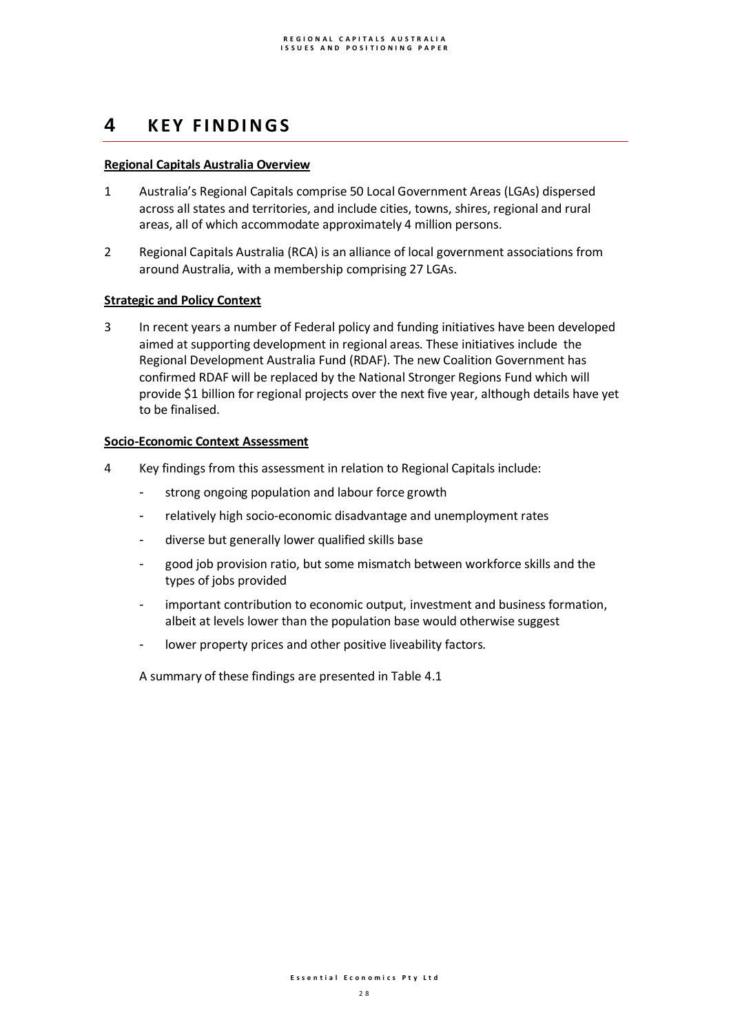# 4 KEY FINDINGS

**Regional Capitals Australia Overview**

1. Australia's Regional Capitals comprise 50 Local Government Areas (LGAs) dispersed across all states and territories, and include cities, towns, shires, regional and rural areas, all of which accommodate approximately 4 million persons.

2. Regional Capitals Australia (RCA) is an alliance of local government associations from around Australia, with a membership comprising 27 LGAs.

**Strategic and Policy Context**

3. In recent years a number of Federal policy and funding initiatives have been developed aimed at supporting development in regional areas. These initiatives include the Regional Development Australia Fund (RDAF). The new Coalition Government has confirmed RDAF will be replaced by the National Stronger Regions Fund which will provide $1 billion for regional projects over the next five year, although details have yet to be finalised.

**Socio-Economic Context Assessment**

4. Key findings from this assessment in relation to Regional Capitals include:

   - strong ongoing population and labour force growth
   - relatively high socio-economic disadvantage and unemployment rates
   - diverse but generally lower qualified skills base
   - good job provision ratio, but some mismatch between workforce skills and the types of jobs provided
   - important contribution to economic output, investment and business formation, albeit at levels lower than the population base would otherwise suggest
   - lower property prices and other positive liveability factors.

   A summary of these findings are presented in Table 4.1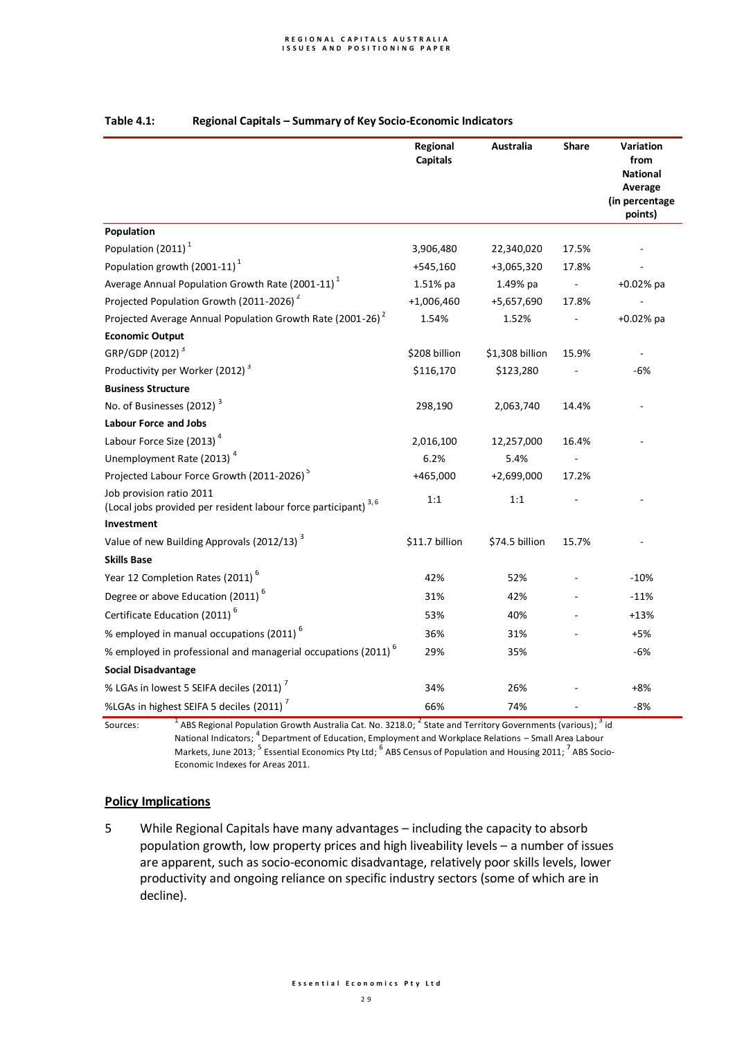**Table 4.1: Regional Capitals – Summary of Key Socio-Economic Indicators**

| | Regional Capitals | Australia | Share | Variation from National Average (in percentage points) |
|---|---|---|---|---|
| **Population** | | | | |
| Population (2011) [1] | 3,906,480 | 22,340,020 | 17.5% | - |
| Population growth (2001-11) [1] | +545,160 | +3,065,320 | 17.8% | - |
| Average Annual Population Growth Rate (2001-11) [1] | 1.51% pa | 1.49% pa | - | +0.02% pa |
| Projected Population Growth (2011-2026) [2] | +1,006,460 | +5,657,690 | 17.8% | - |
| Projected Average Annual Population Growth Rate (2001-26) [2] | 1.54% | 1.52% | - | +0.02% pa |
| **Economic Output** | | | | |
| GRP/GDP (2012) [3] | $208 billion | $1,308 billion | 15.9% | - |
| Productivity per Worker (2012) [3] | $116,170 | $123,280 | - | -6% |
| **Business Structure** | | | | |
| No. of Businesses (2012) [3] | 298,190 | 2,063,740 | 14.4% | - |
| **Labour Force and Jobs** | | | | |
| Labour Force Size (2013) [4] | 2,016,100 | 12,257,000 | 16.4% | - |
| Unemployment Rate (2013) [4] | 6.2% | 5.4% | - | |
| Projected Labour Force Growth (2011-2026) [5] | +465,000 | +2,699,000 | 17.2% | |
| Job provision ratio 2011 (Local jobs provided per resident labour force participant) [3, 6] | 1:1 | 1:1 | - | - |
| **Investment** | | | | |
| Value of new Building Approvals (2012/13) [3] | $11.7 billion | $74.5 billion | 15.7% | - |
| **Skills Base** | | | | |
| Year 12 Completion Rates (2011) [6] | 42% | 52% | - | -10% |
| Degree or above Education (2011) [6] | 31% | 42% | - | -11% |
| Certificate Education (2011) [6] | 53% | 40% | - | +13% |
| % employed in manual occupations (2011) [6] | 36% | 31% | - | +5% |
| % employed in professional and managerial occupations (2011) [6] | 29% | 35% | - | -6% |
| **Social Disadvantage** | | | | |
| % LGAs in lowest 5 SEIFA deciles (2011) [7] | 34% | 26% | - | +8% |
| %LGAs in highest SEIFA 5 deciles (2011) [7] | 66% | 74% | - | -8% |

Sources: [1] ABS Regional Population Growth Australia Cat. No. 3218.0; [2] State and Territory Governments (various); [3] id National Indicators; [4] Department of Education, Employment and Workplace Relations – Small Area Labour Markets, June 2013; [5] Essential Economics Pty Ltd; [6] ABS Census of Population and Housing 2011; [7] ABS Socio-Economic Indexes for Areas 2011.

## Policy Implications

5 While Regional Capitals have many advantages – including the capacity to absorb population growth, low property prices and high liveability levels – a number of issues are apparent, such as socio-economic disadvantage, relatively poor skills levels, lower productivity and ongoing reliance on specific industry sectors (some of which are in decline).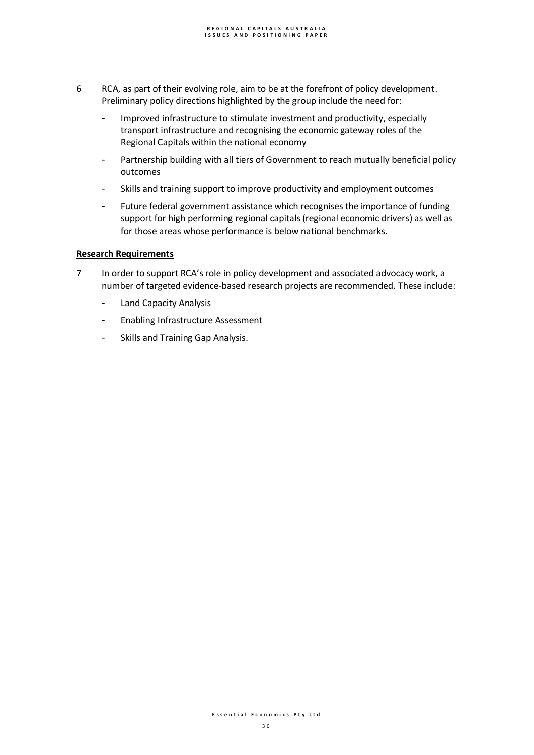6 RCA, as part of their evolving role, aim to be at the forefront of policy development. Preliminary policy directions highlighted by the group include the need for:

- Improved infrastructure to stimulate investment and productivity, especially transport infrastructure and recognising the economic gateway roles of the Regional Capitals within the national economy
- Partnership building with all tiers of Government to reach mutually beneficial policy outcomes
- Skills and training support to improve productivity and employment outcomes
- Future federal government assistance which recognises the importance of funding support for high performing regional capitals (regional economic drivers) as well as for those areas whose performance is below national benchmarks.

**Research Requirements**

7 In order to support RCA's role in policy development and associated advocacy work, a number of targeted evidence-based research projects are recommended. These include:

- Land Capacity Analysis
- Enabling Infrastructure Assessment
- Skills and Training Gap Analysis.